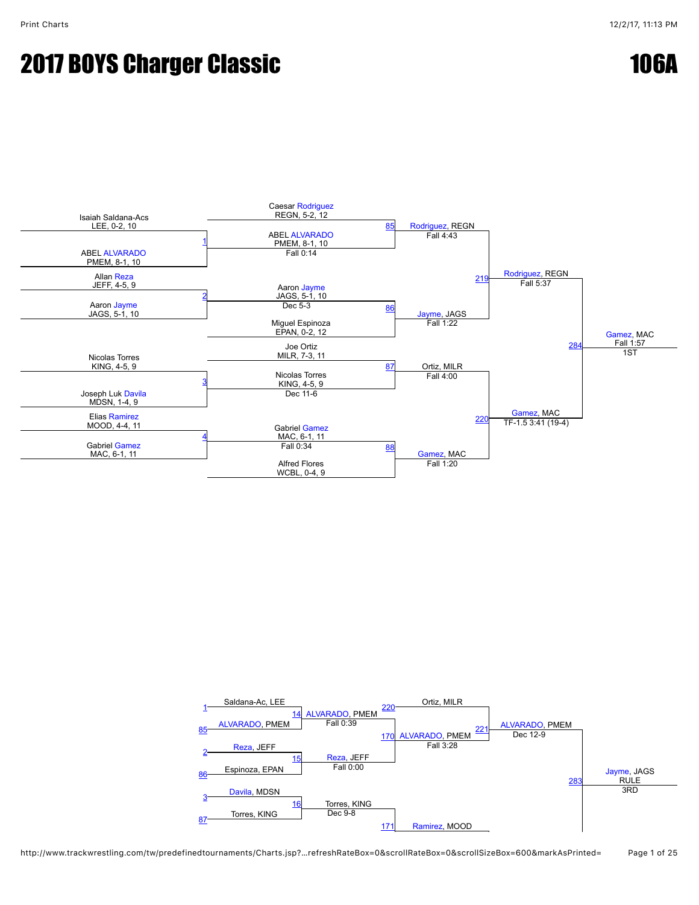# 2017 BOYS Charger Classic

# 106A

## Championship Bracket

**Preliminary Round**

- Match 1: Isaiah Saldana-Acs, LEE, 0-2, 10 vs. ABEL ALVARADO, PMEM, 8-1, 10 — ABEL ALVARADO, PMEM, 8-1, 10, Fall 0:14
- Match 2: Allan Reza, JEFF, 4-5, 9 vs. Aaron Jayme, JAGS, 5-1, 10 — Aaron Jayme, JAGS, 5-1, 10, Dec 5-3
- Match 3: Nicolas Torres, KING, 4-5, 9 vs. Joseph Luk Davila, MDSN, 1-4, 9 — Nicolas Torres, KING, 4-5, 9, Dec 11-6
- Match 4: Elias Ramirez, MOOD, 4-4, 11 vs. Gabriel Gamez, MAC, 6-1, 11 — Gabriel Gamez, MAC, 6-1, 11, Fall 0:34

**Quarterfinals**

- Match 85: Caesar Rodriguez, REGN, 5-2, 12 vs. ABEL ALVARADO, PMEM, 8-1, 10 — Rodriguez, REGN, Fall 4:43
- Match 86: Aaron Jayme, JAGS, 5-1, 10 vs. Miguel Espinoza, EPAN, 0-2, 12 — Jayme, JAGS, Fall 1:22
- Match 87: Joe Ortiz, MILR, 7-3, 11 vs. Nicolas Torres, KING, 4-5, 9 — Ortiz, MILR, Fall 4:00
- Match 88: Gabriel Gamez, MAC, 6-1, 11 vs. Alfred Flores, WCBL, 0-4, 9 — Gamez, MAC, Fall 1:20

**Semifinals**

- Match 219: Rodriguez, REGN vs. Jayme, JAGS — Rodriguez, REGN, Fall 5:37
- Match 220: Ortiz, MILR vs. Gamez, MAC — Gamez, MAC, TF-1.5 3:41 (19-4)

**Final**

- Match 284: Rodriguez, REGN vs. Gamez, MAC — Gamez, MAC, Fall 1:57 — 1ST

## Consolation Bracket

- Match 14: Saldana-Ac, LEE (loser of 1) vs. ALVARADO, PMEM (loser of 85) — ALVARADO, PMEM, Fall 0:39
- Match 15: Reza, JEFF (loser of 2) vs. Espinoza, EPAN (loser of 86) — Reza, JEFF, Fall 0:00
- Match 16: Davila, MDSN (loser of 3) vs. Torres, KING (loser of 87) — Torres, KING, Dec 9-8
- Match 170: ALVARADO, PMEM vs. Reza, JEFF — ALVARADO, PMEM, Fall 3:28
- Match 171: Torres, KING vs. Ramirez, MOOD — Ramirez, MOOD
- Match 221: Ortiz, MILR (loser of 220) vs. ALVARADO, PMEM — ALVARADO, PMEM, Dec 12-9
- Match 283: ALVARADO, PMEM vs. Jayme, JAGS — Jayme, JAGS, RULE — 3RD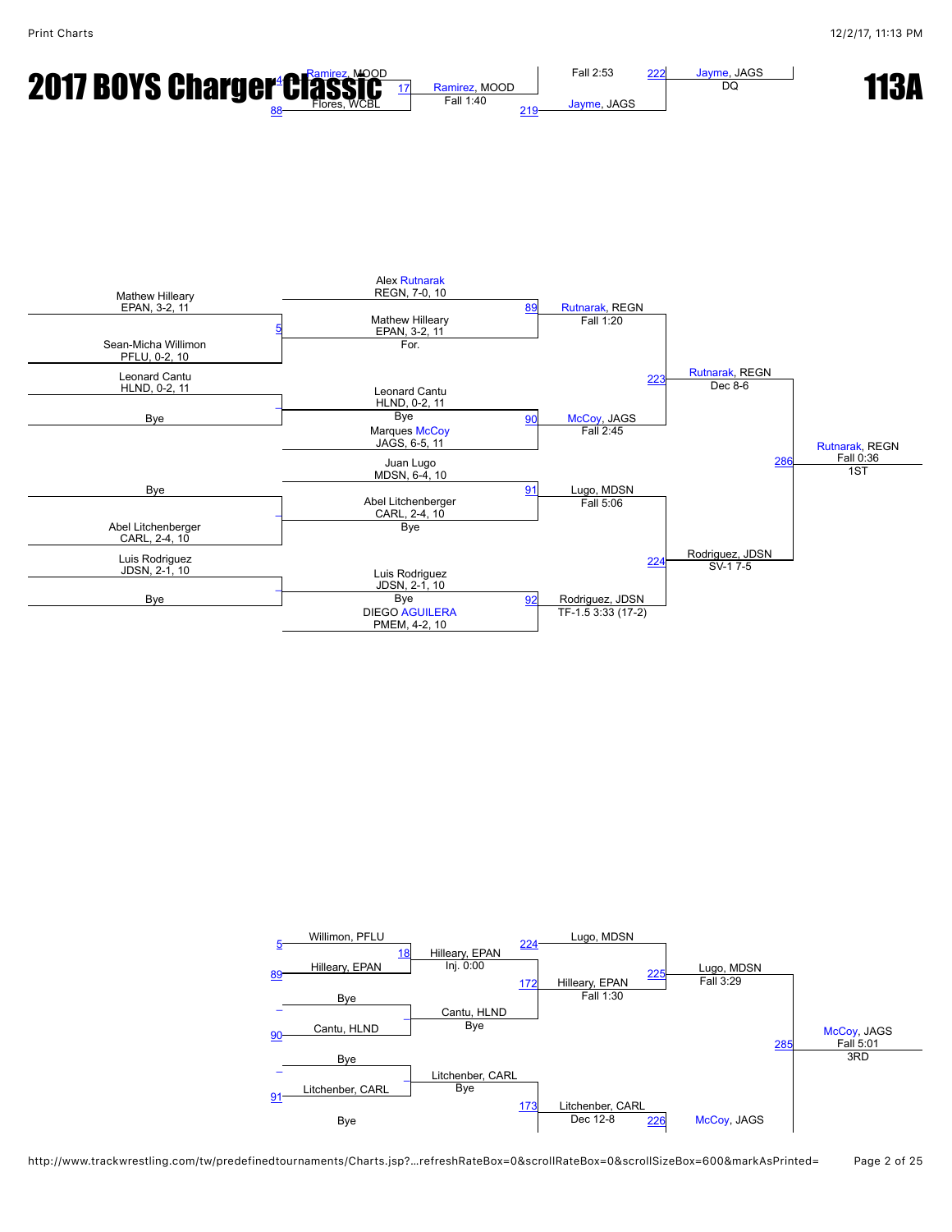# 2017 BOYS Charger Classic

# 113A

4 Ramirez, MOOD
88 Flores, WCBL
17 Ramirez, MOOD — Fall 1:40
219 Jayme, JAGS — Fall 2:53
222 Jayme, JAGS — DQ

## Championship Bracket

Mathew Hilleary, EPAN, 3-2, 11
Sean-Micha Willimon, PFLU, 0-2, 10
5 Mathew Hilleary, EPAN, 3-2, 11 — For.

Leonard Cantu, HLND, 0-2, 11
Bye
_ Leonard Cantu, HLND, 0-2, 11 — Bye

Bye
Abel Litchenberger, CARL, 2-4, 10
_ Abel Litchenberger, CARL, 2-4, 10 — Bye

Luis Rodriguez, JDSN, 2-1, 10
Bye
_ Luis Rodriguez, JDSN, 2-1, 10 — Bye

Alex Rutnarak, REGN, 7-0, 10
Mathew Hilleary, EPAN, 3-2, 11
89 Rutnarak, REGN — Fall 1:20

Leonard Cantu, HLND, 0-2, 11
Marques McCoy, JAGS, 6-5, 11
90 McCoy, JAGS — Fall 2:45

Juan Lugo, MDSN, 6-4, 10
Abel Litchenberger, CARL, 2-4, 10
91 Lugo, MDSN — Fall 5:06

Luis Rodriguez, JDSN, 2-1, 10
DIEGO AGUILERA, PMEM, 4-2, 10
92 Rodriguez, JDSN — TF-1.5 3:33 (17-2)

223 Rutnarak, REGN — Dec 8-6
224 Rodriguez, JDSN — SV-1 7-5

286 Rutnarak, REGN — Fall 0:36 — 1ST

## Consolation Bracket

5 Willimon, PFLU
89 Hilleary, EPAN
18 Hilleary, EPAN — Inj. 0:00

_ Bye
90 Cantu, HLND
_ Cantu, HLND — Bye

_ Bye
91 Litchenber, CARL
_ Litchenber, CARL — Bye

224 Lugo, MDSN
172 Hilleary, EPAN — Fall 1:30

173 Litchenber, CARL — Dec 12-8
Bye

225 Lugo, MDSN — Fall 3:29
226 McCoy, JAGS

285 McCoy, JAGS — Fall 5:01 — 3RD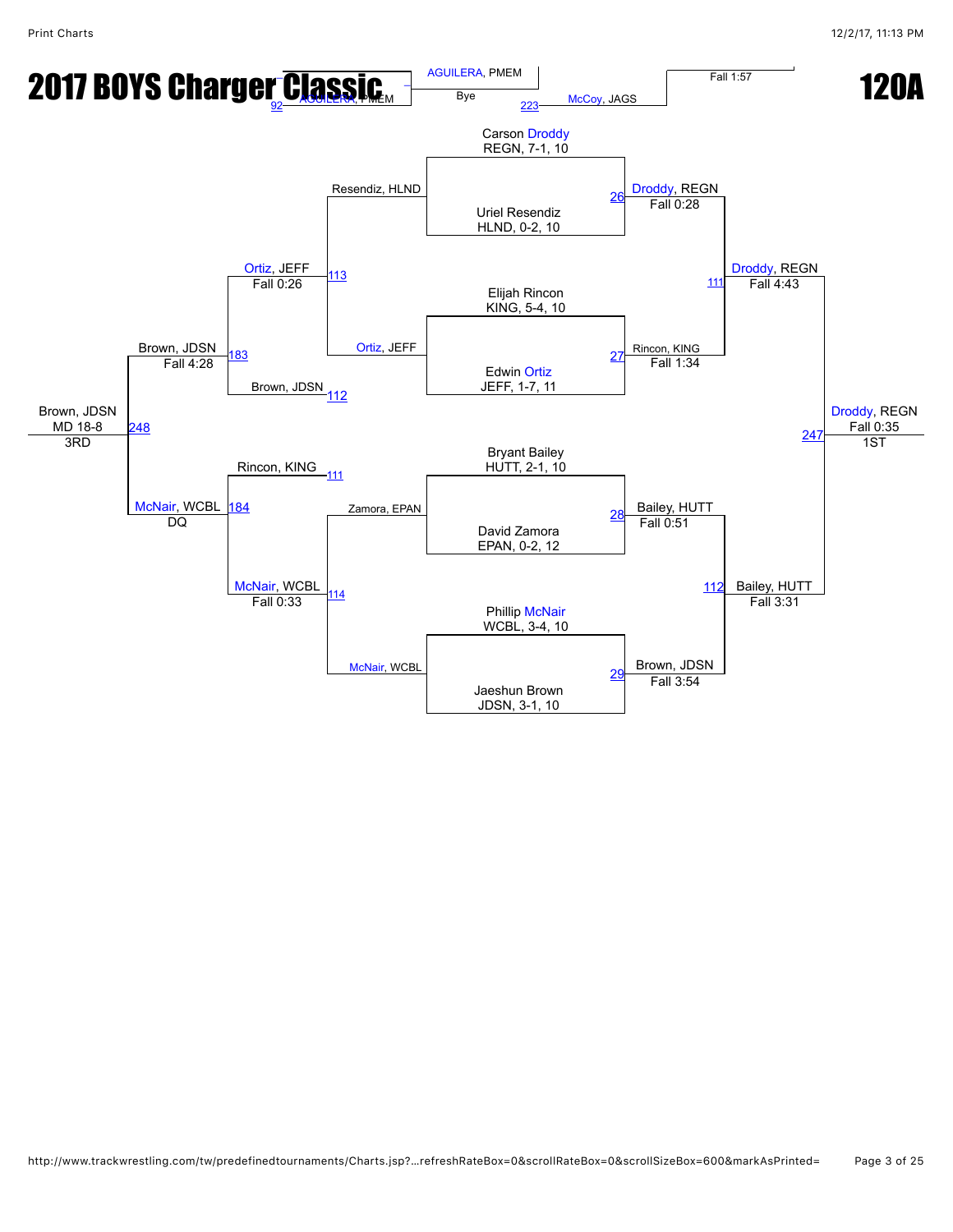# 2017 BOYS Charger Classic

## 120A

AGUILERA, PMEM
92 AGUILERA, PMEM
Bye
223 McCoy, JAGS
Fall 1:57

### Championship Bracket

| Wrestler | Team, Record, Grade |
| --- | --- |
| Carson Droddy | REGN, 7-1, 10 |
| Uriel Resendiz | HLND, 0-2, 10 |
| Elijah Rincon | KING, 5-4, 10 |
| Edwin Ortiz | JEFF, 1-7, 11 |
| Bryant Bailey | HUTT, 2-1, 10 |
| David Zamora | EPAN, 0-2, 12 |
| Phillip McNair | WCBL, 3-4, 10 |
| Jaeshun Brown | JDSN, 3-1, 10 |

**Quarterfinals**
- Match 26: Droddy, REGN — Fall 0:28
- Match 27: Rincon, KING — Fall 1:34
- Match 28: Bailey, HUTT — Fall 0:51
- Match 29: Brown, JDSN — Fall 3:54

**Semifinals**
- Match 111: Droddy, REGN — Fall 4:43
- Match 112: Bailey, HUTT — Fall 3:31

**Final**
- Match 247: Droddy, REGN — Fall 0:35 — 1ST

### Consolation Bracket

- Match 113: Resendiz, HLND vs Ortiz, JEFF — Ortiz, JEFF — Fall 0:26
- Match 114: Zamora, EPAN vs McNair, WCBL — McNair, WCBL — Fall 0:33
- Match 183: Ortiz, JEFF vs Brown, JDSN (112) — Brown, JDSN — Fall 4:28
- Match 184: Rincon, KING (111) vs McNair, WCBL — McNair, WCBL — DQ
- Match 248: Brown, JDSN vs McNair, WCBL — Brown, JDSN — MD 18-8 — 3RD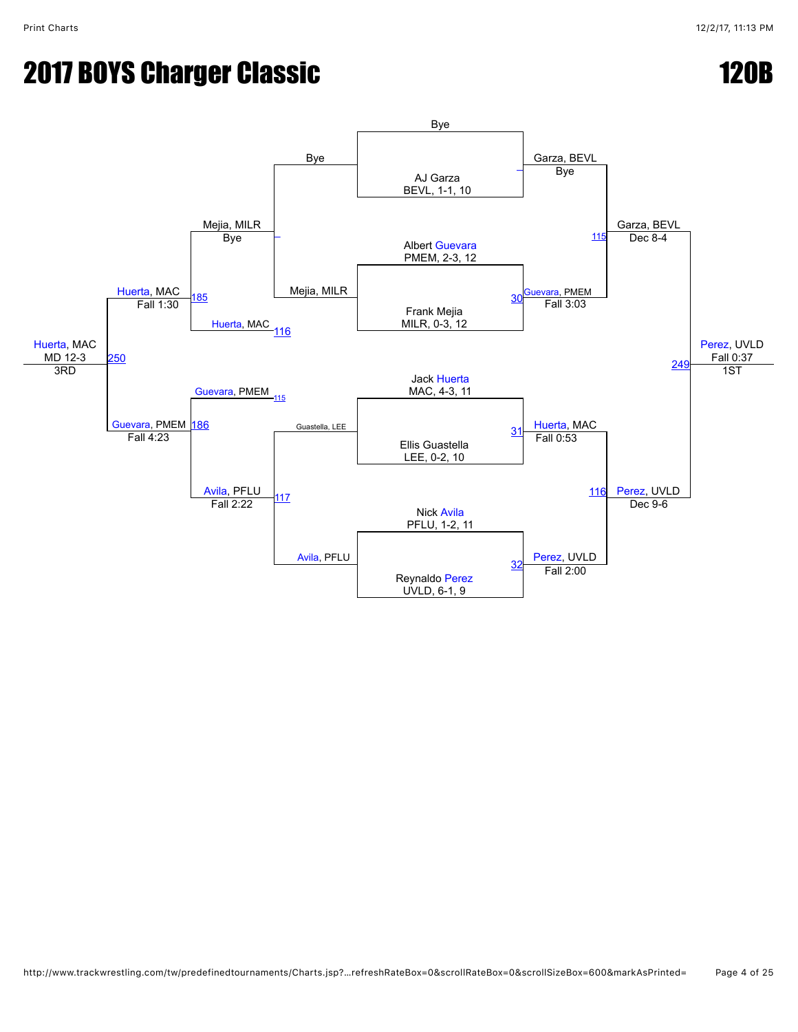# 2017 BOYS Charger Classic

# 120B

**Championship Bracket**

| Match | Wrestler 1 | Wrestler 2 | Winner | Result |
| --- | --- | --- | --- | --- |
| — | AJ Garza, BEVL, 1-1, 10 | Bye | Garza, BEVL | Bye |
| 30 | Albert Guevara, PMEM, 2-3, 12 | Frank Mejia, MILR, 0-3, 12 | Guevara, PMEM | Fall 3:03 |
| 31 | Jack Huerta, MAC, 4-3, 11 | Ellis Guastella, LEE, 0-2, 10 | Huerta, MAC | Fall 0:53 |
| 32 | Nick Avila, PFLU, 1-2, 11 | Reynaldo Perez, UVLD, 6-1, 9 | Perez, UVLD | Fall 2:00 |
| 115 | Garza, BEVL | Guevara, PMEM | Garza, BEVL | Dec 8-4 |
| 116 | Huerta, MAC | Perez, UVLD | Perez, UVLD | Dec 9-6 |
| 249 | Garza, BEVL | Perez, UVLD | Perez, UVLD | Fall 0:37 (1ST) |

**Consolation Bracket**

| Match | Wrestler 1 | Wrestler 2 | Winner | Result |
| --- | --- | --- | --- | --- |
| — | Bye | Mejia, MILR | Mejia, MILR | Bye |
| 117 | Guastella, LEE | Avila, PFLU | Avila, PFLU | — |
| 185 | Mejia, MILR | Huerta, MAC (116) | Huerta, MAC | Fall 1:30 |
| 186 | Guevara, PMEM (115) | Avila, PFLU | Guevara, PMEM | Fall 4:23 |
| 250 | Huerta, MAC | Guevara, PMEM | Huerta, MAC | MD 12-3 (3RD) |

Note: In the bracket, Avila, PFLU's win over Guastella, LEE (match 117) is recorded as Fall 2:22.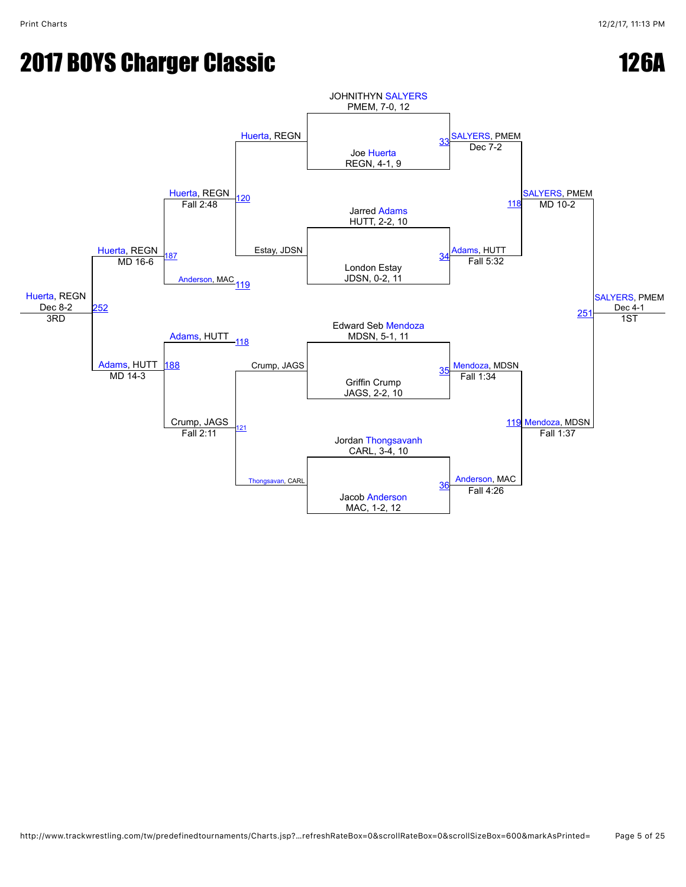# 2017 BOYS Charger Classic

# 126A

## Championship Bracket

**Quarterfinals**

- JOHNITHYN SALYERS, PMEM, 7-0, 12 vs. Joe Huerta, REGN, 4-1, 9 — Match 33: SALYERS, PMEM, Dec 7-2
- Jarred Adams, HUTT, 2-2, 10 vs. London Estay, JDSN, 0-2, 11 — Match 34: Adams, HUTT, Fall 5:32
- Edward Seb Mendoza, MDSN, 5-1, 11 vs. Griffin Crump, JAGS, 2-2, 10 — Match 35: Mendoza, MDSN, Fall 1:34
- Jordan Thongsavanh, CARL, 3-4, 10 vs. Jacob Anderson, MAC, 1-2, 12 — Match 36: Anderson, MAC, Fall 4:26

**Semifinals**

- Match 118: SALYERS, PMEM, MD 10-2
- Match 119: Mendoza, MDSN, Fall 1:37

**Final (1ST)**

- Match 251: SALYERS, PMEM, Dec 4-1 — 1ST

## Consolation Bracket

**Consolation Round 1**

- Huerta, REGN vs. Estay, JDSN — Match 120: Huerta, REGN, Fall 2:48
- Crump, JAGS vs. Thongsavan, CARL — Match 121: Crump, JAGS, Fall 2:11

**Consolation Semifinals**

- Huerta, REGN vs. Anderson, MAC (119) — Match 187: Huerta, REGN, MD 16-6
- Adams, HUTT (118) vs. Crump, JAGS — Match 188: Adams, HUTT, MD 14-3

**3rd Place Match**

- Match 252: Huerta, REGN, Dec 8-2 — 3RD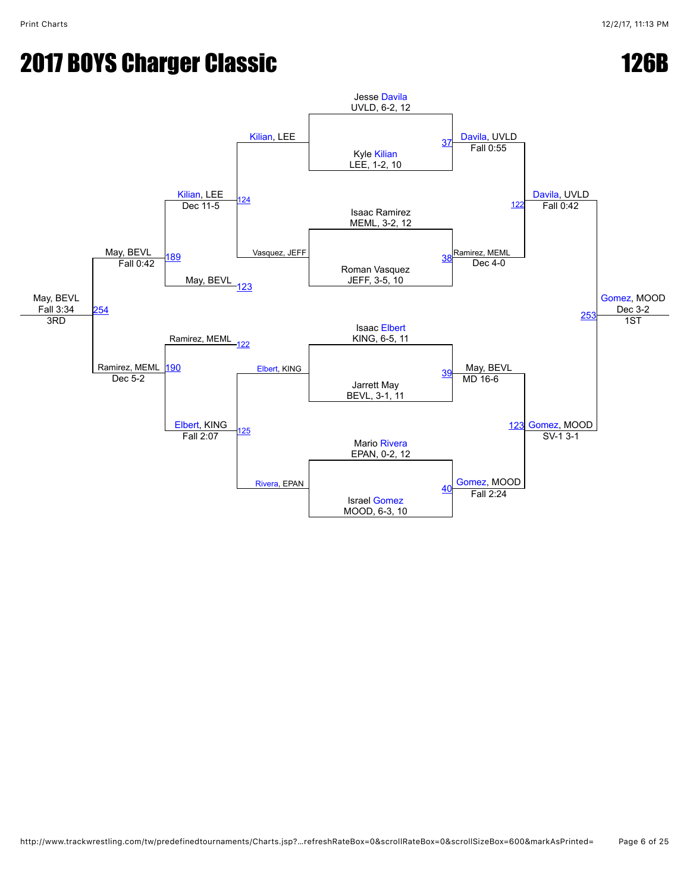# 2017 BOYS Charger Classic

# 126B

**Championship Bracket**

- Match 37: Jesse Davila, UVLD, 6-2, 12 vs. Kyle Kilian, LEE, 1-2, 10 — Davila, UVLD, Fall 0:55
- Match 38: Isaac Ramirez, MEML, 3-2, 12 vs. Roman Vasquez, JEFF, 3-5, 10 — Ramirez, MEML, Dec 4-0
- Match 39: Isaac Elbert, KING, 6-5, 11 vs. Jarrett May, BEVL, 3-1, 11 — May, BEVL, MD 16-6
- Match 40: Mario Rivera, EPAN, 0-2, 12 vs. Israel Gomez, MOOD, 6-3, 10 — Gomez, MOOD, Fall 2:24
- Match 122: Davila, UVLD vs. Ramirez, MEML — Davila, UVLD, Fall 0:42
- Match 123: May, BEVL vs. Gomez, MOOD — Gomez, MOOD, SV-1 3-1
- Match 253: Davila, UVLD vs. Gomez, MOOD — Gomez, MOOD, Dec 3-2 — 1ST

**Consolation Bracket**

- Match 124: Kilian, LEE vs. Vasquez, JEFF — Kilian, LEE, Dec 11-5
- Match 125: Elbert, KING vs. Rivera, EPAN — Elbert, KING, Fall 2:07
- Match 189: Kilian, LEE vs. May, BEVL (123) — May, BEVL, Fall 0:42
- Match 190: Ramirez, MEML (122) vs. Elbert, KING — Ramirez, MEML, Dec 5-2
- Match 254: May, BEVL vs. Ramirez, MEML — May, BEVL, Fall 3:34 — 3RD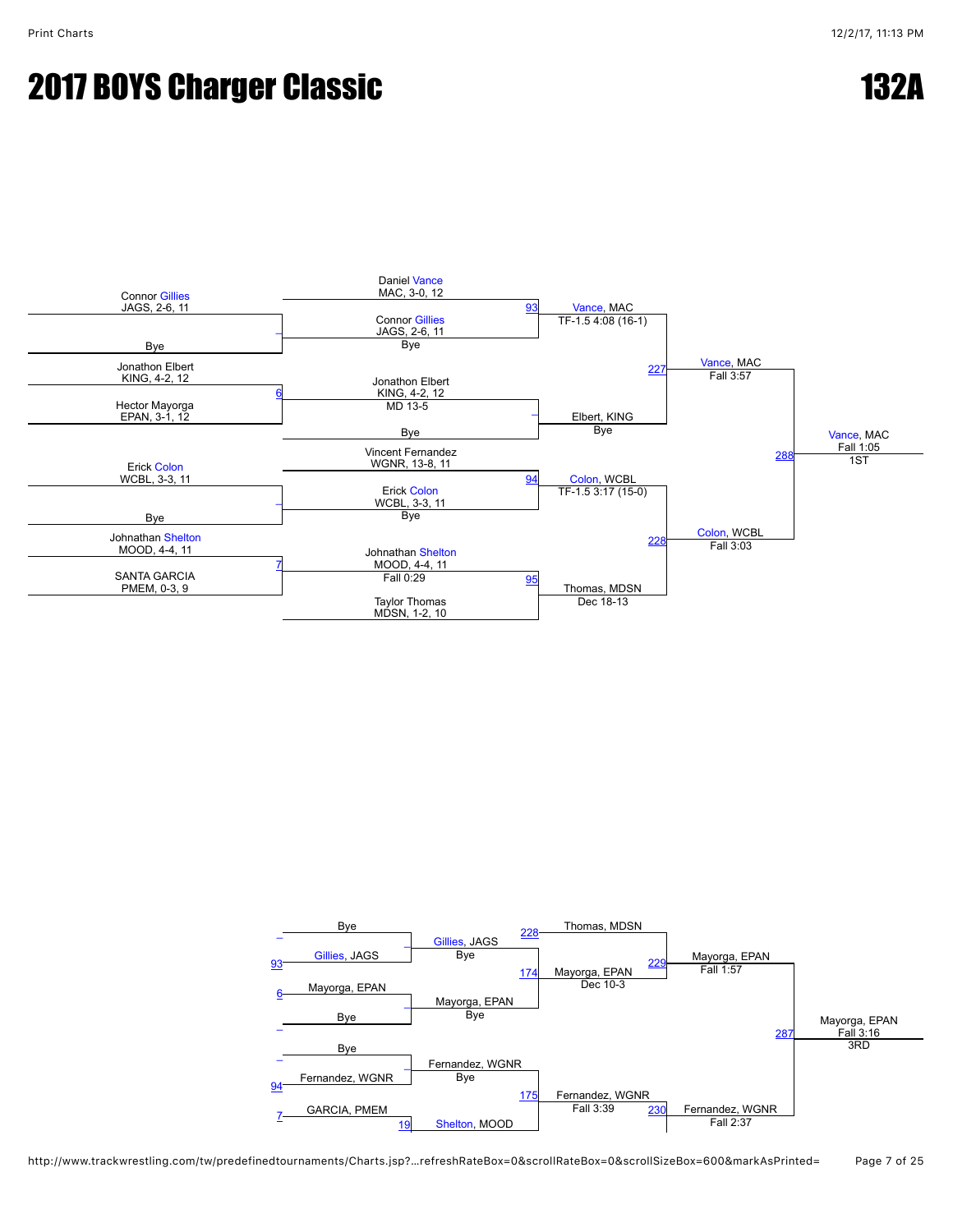# 2017 BOYS Charger Classic

# 132A

## Championship Bracket

**Round 1**

- Connor Gillies, JAGS, 2-6, 11 vs. Bye — Gillies advances
- Jonathon Elbert, KING, 4-2, 12 vs. Hector Mayorga, EPAN, 3-1, 12 — Match 6: Jonathon Elbert, KING, 4-2, 12 — MD 13-5
- Erick Colon, WCBL, 3-3, 11 vs. Bye — Colon advances
- Johnathan Shelton, MOOD, 4-4, 11 vs. SANTA GARCIA, PMEM, 0-3, 9 — Match 7: Johnathan Shelton, MOOD, 4-4, 11 — Fall 0:29

**Round 2**

- Match 93: Daniel Vance, MAC, 3-0, 12 vs. Connor Gillies, JAGS, 2-6, 11 — Vance, MAC — TF-1.5 4:08 (16-1)
- Jonathon Elbert, KING, 4-2, 12 vs. Bye — Elbert, KING — Bye
- Match 94: Vincent Fernandez, WGNR, 13-8, 11 vs. Erick Colon, WCBL, 3-3, 11 — Colon, WCBL — TF-1.5 3:17 (15-0)
- Match 95: Johnathan Shelton, MOOD, 4-4, 11 vs. Taylor Thomas, MDSN, 1-2, 10 — Thomas, MDSN — Dec 18-13

**Semifinals**

- Match 227: Vance, MAC vs. Elbert, KING — Vance, MAC — Fall 3:57
- Match 228: Colon, WCBL vs. Thomas, MDSN — Colon, WCBL — Fall 3:03

**Final**

- Match 288: Vance, MAC vs. Colon, WCBL — Vance, MAC — Fall 1:05 — 1ST

## Consolation Bracket

**Round 1**

- Bye vs. Gillies, JAGS (93) — Gillies, JAGS — Bye
- Mayorga, EPAN (6) vs. Bye — Mayorga, EPAN — Bye
- Bye vs. Fernandez, WGNR (94) — Fernandez, WGNR — Bye
- Match 19: GARCIA, PMEM (7) vs. Shelton, MOOD — Shelton, MOOD

**Round 2**

- Match 174: Gillies, JAGS vs. Mayorga, EPAN — Mayorga, EPAN — Dec 10-3
- Match 175: Fernandez, WGNR vs. Shelton, MOOD — Fernandez, WGNR — Fall 3:39

**Consolation Semifinals**

- Match 229: Thomas, MDSN (228) vs. Mayorga, EPAN — Mayorga, EPAN — Fall 1:57
- Match 230: Fernandez, WGNR — Fernandez, WGNR — Fall 2:37

**3rd Place**

- Match 287: Mayorga, EPAN vs. Fernandez, WGNR — Mayorga, EPAN — Fall 3:16 — 3RD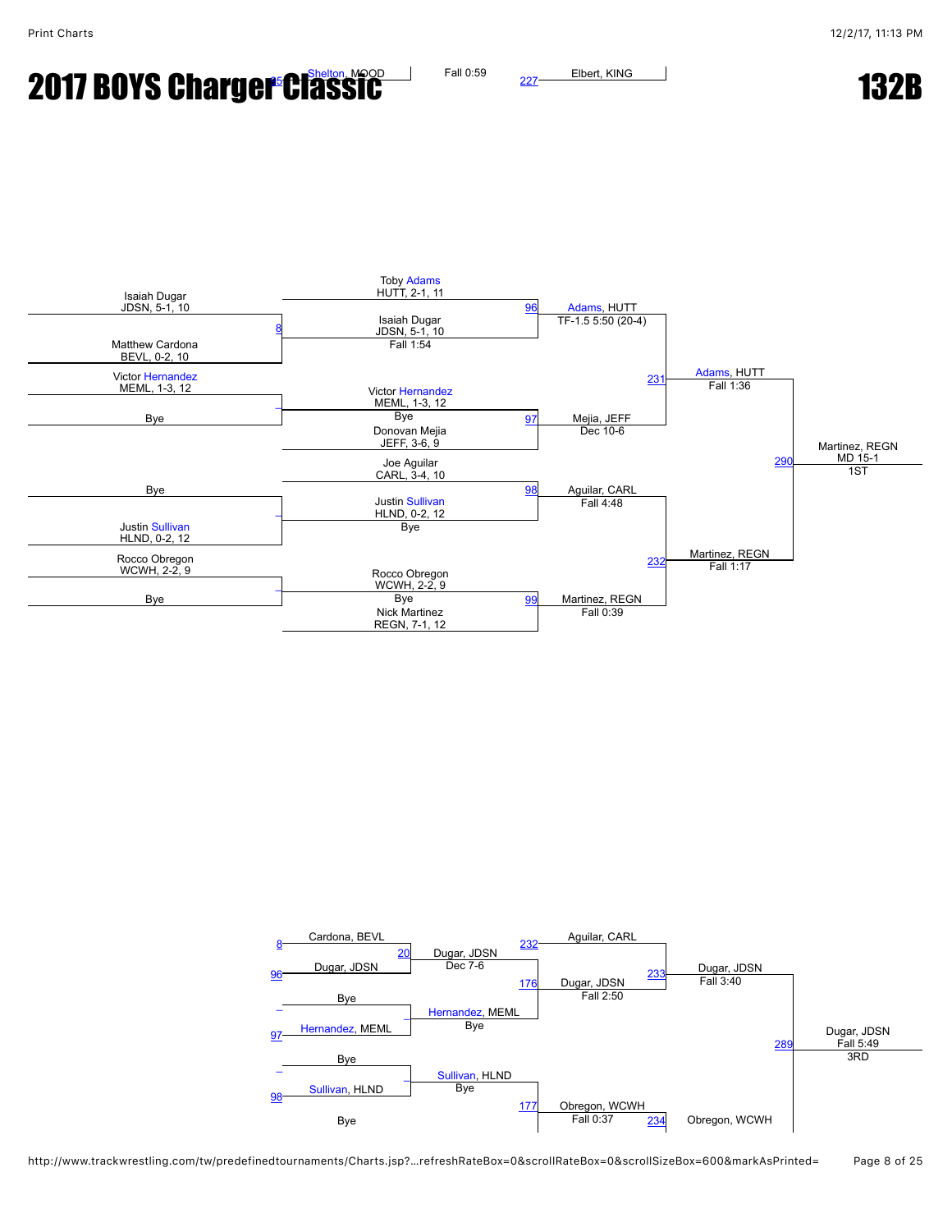# 2017 BOYS Charger Classic

# 132B

95 Shelton, MOOD — Fall 0:59 — 227 Elbert, KING

## Championship Bracket

| Round 1 | Round 2 | Quarterfinals | Semifinals | Final |
|---|---|---|---|---|
| Isaiah Dugar, JDSN, 5-1, 10 | Toby Adams, HUTT, 2-1, 11 | 96 Adams, HUTT TF-1.5 5:50 (20-4) | 231 Adams, HUTT Fall 1:36 | 290 Martinez, REGN MD 15-1 1ST |
| Matthew Cardona, BEVL, 0-2, 10 | 8 Isaiah Dugar, JDSN, 5-1, 10 Fall 1:54 | | | |
| Victor Hernandez, MEML, 1-3, 12 | Victor Hernandez, MEML, 1-3, 12 Bye | 97 Mejia, JEFF Dec 10-6 | | |
| Bye | Donovan Mejia, JEFF, 3-6, 9 | | | |
| Bye | Joe Aguilar, CARL, 3-4, 10 | 98 Aguilar, CARL Fall 4:48 | 232 Martinez, REGN Fall 1:17 | |
| Justin Sullivan, HLND, 0-2, 12 | Justin Sullivan, HLND, 0-2, 12 Bye | | | |
| Rocco Obregon, WCWH, 2-2, 9 | Rocco Obregon, WCWH, 2-2, 9 Bye | 99 Martinez, REGN Fall 0:39 | | |
| Bye | Nick Martinez, REGN, 7-1, 12 | | | |

## Consolation Bracket

| Round 1 | Round 2 | Round 3 | Round 4 | 3rd Place |
|---|---|---|---|---|
| 8 Cardona, BEVL | 20 Dugar, JDSN Dec 7-6 | 232 Aguilar, CARL | 233 Dugar, JDSN Fall 3:40 | 289 Dugar, JDSN Fall 5:49 3RD |
| 96 Dugar, JDSN | | 176 Dugar, JDSN Fall 2:50 | | |
| Bye | Hernandez, MEML Bye | | | |
| 97 Hernandez, MEML | | | | |
| Bye | Sullivan, HLND Bye | | 234 Obregon, WCWH | |
| 98 Sullivan, HLND | | 177 Obregon, WCWH Fall 0:37 | | |
| Bye | | | | |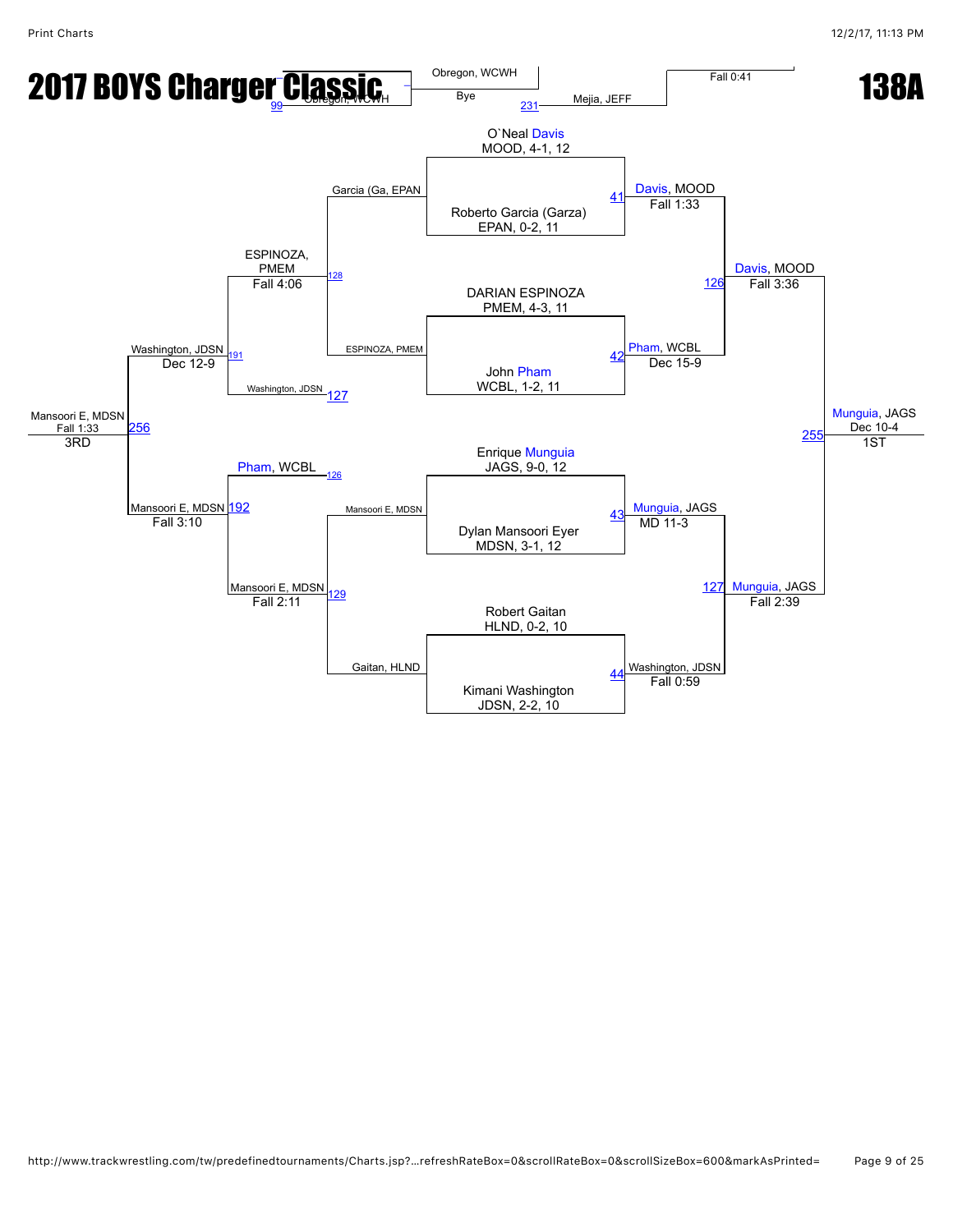# 2017 BOYS Charger Classic

# 138A

Obregon, WCWH — Bye — 99 Obregon, WCWH

231 Mejia, JEFF — Fall 0:41

## Championship

**Match 41**
- O`Neal Davis, MOOD, 4-1, 12
- Roberto Garcia (Garza), EPAN, 0-2, 11
- Winner: Davis, MOOD — Fall 1:33

**Match 42**
- DARIAN ESPINOZA, PMEM, 4-3, 11
- John Pham, WCBL, 1-2, 11
- Winner: Pham, WCBL — Dec 15-9

**Match 43**
- Enrique Munguia, JAGS, 9-0, 12
- Dylan Mansoori Eyer, MDSN, 3-1, 12
- Winner: Munguia, JAGS — MD 11-3

**Match 44**
- Robert Gaitan, HLND, 0-2, 10
- Kimani Washington, JDSN, 2-2, 10
- Winner: Washington, JDSN — Fall 0:59

**Match 126**
- Davis, MOOD vs Pham, WCBL
- Winner: Davis, MOOD — Fall 3:36

**Match 127**
- Munguia, JAGS vs Washington, JDSN
- Winner: Munguia, JAGS — Fall 2:39

**Match 255**
- Davis, MOOD vs Munguia, JAGS
- Winner: Munguia, JAGS — Dec 10-4 — 1ST

## Consolation

**Match 128**
- Garcia (Ga, EPAN vs ESPINOZA, PMEM
- Winner: ESPINOZA, PMEM — Fall 4:06

**Match 129**
- Mansoori E, MDSN vs Gaitan, HLND
- Winner: Mansoori E, MDSN — Fall 2:11

**Match 191**
- ESPINOZA, PMEM vs Washington, JDSN (127)
- Winner: Washington, JDSN — Dec 12-9

**Match 192**
- Pham, WCBL (126) vs Mansoori E, MDSN
- Winner: Mansoori E, MDSN — Fall 3:10

**Match 256**
- Washington, JDSN vs Mansoori E, MDSN
- Winner: Mansoori E, MDSN — Fall 1:33 — 3RD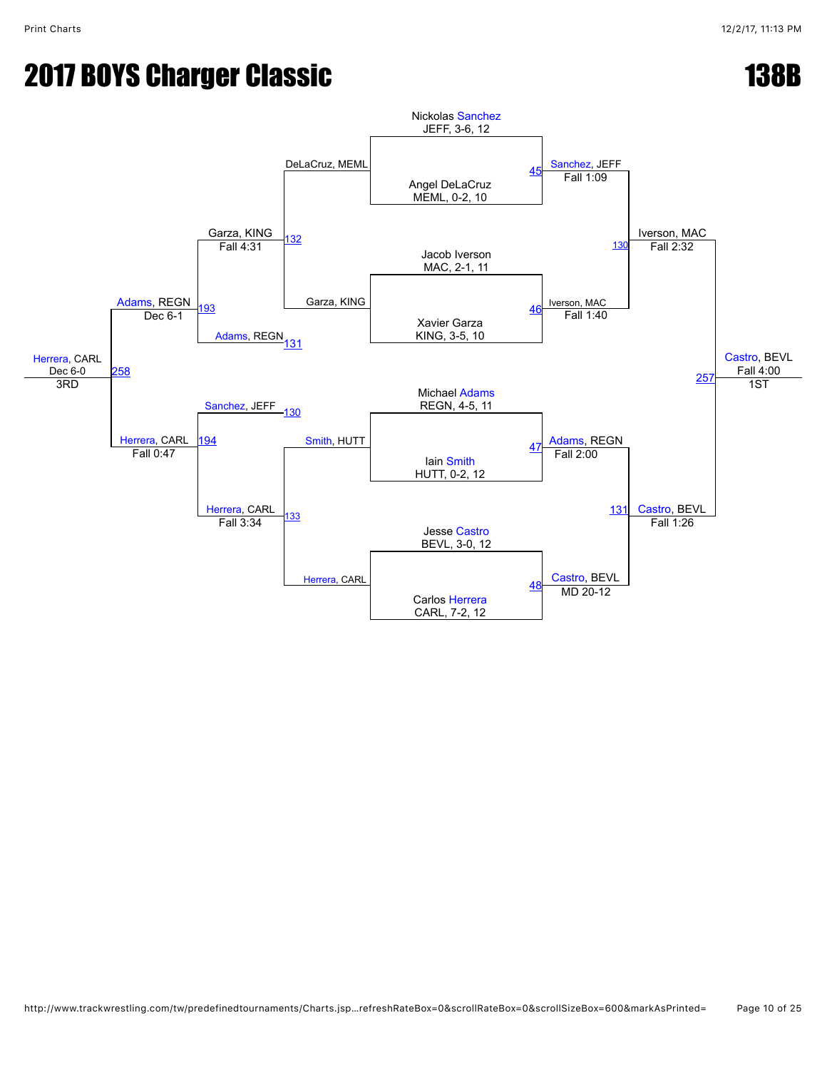# 2017 BOYS Charger Classic

# 138B

## Championship Bracket

**Quarterfinals**

- Match 45: Nickolas Sanchez (JEFF, 3-6, 12) vs Angel DeLaCruz (MEML, 0-2, 10) — Sanchez, JEFF, Fall 1:09
- Match 46: Jacob Iverson (MAC, 2-1, 11) vs Xavier Garza (KING, 3-5, 10) — Iverson, MAC, Fall 1:40
- Match 47: Michael Adams (REGN, 4-5, 11) vs Iain Smith (HUTT, 0-2, 12) — Adams, REGN, Fall 2:00
- Match 48: Jesse Castro (BEVL, 3-0, 12) vs Carlos Herrera (CARL, 7-2, 12) — Castro, BEVL, MD 20-12

**Semifinals**

- Match 130: Sanchez, JEFF vs Iverson, MAC — Iverson, MAC, Fall 2:32
- Match 131: Adams, REGN vs Castro, BEVL — Castro, BEVL, Fall 1:26

**1st Place**

- Match 257: Iverson, MAC vs Castro, BEVL — Castro, BEVL, Fall 4:00 — 1ST

## Consolation Bracket

**Consolation Round 1**

- Match 132: DeLaCruz, MEML vs Garza, KING — Garza, KING, Fall 4:31
- Match 133: Smith, HUTT vs Herrera, CARL — Herrera, CARL, Fall 3:34

**Consolation Semifinals**

- Match 193: Garza, KING vs Adams, REGN (131) — Adams, REGN, Dec 6-1
- Match 194: Sanchez, JEFF (130) vs Herrera, CARL — Herrera, CARL, Fall 0:47

**3rd Place**

- Match 258: Adams, REGN vs Herrera, CARL — Herrera, CARL, Dec 6-0 — 3RD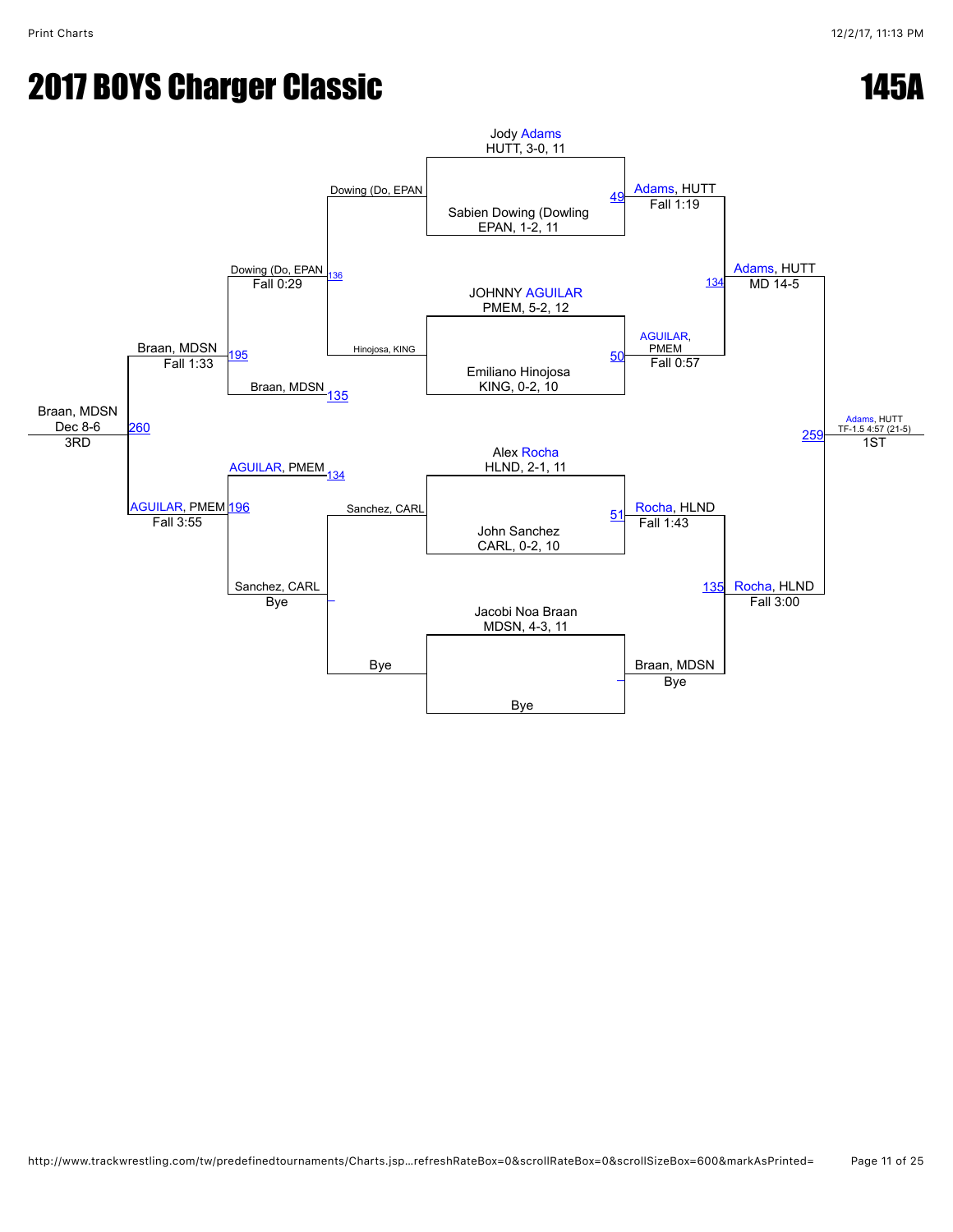# 2017 BOYS Charger Classic

# 145A

## Championship Bracket

**Match 49:** Jody Adams, HUTT, 3-0, 11 vs. Sabien Dowing (Dowling, EPAN, 1-2, 11 — Adams, HUTT, Fall 1:19

**Match 50:** JOHNNY AGUILAR, PMEM, 5-2, 12 vs. Emiliano Hinojosa, KING, 0-2, 10 — AGUILAR, PMEM, Fall 0:57

**Match 51:** Alex Rocha, HLND, 2-1, 11 vs. John Sanchez, CARL, 0-2, 10 — Rocha, HLND, Fall 1:43

**Match –:** Jacobi Noa Braan, MDSN, 4-3, 11 vs. Bye — Braan, MDSN, Bye

**Match 134:** Adams, HUTT vs. AGUILAR, PMEM — Adams, HUTT, MD 14-5

**Match 135:** Rocha, HLND vs. Braan, MDSN — Rocha, HLND, Fall 3:00

**Match 259 (1ST):** Adams, HUTT vs. Rocha, HLND — Adams, HUTT, TF-1.5 4:57 (21-5)

## Consolation Bracket

**Match 136:** Dowing (Do, EPAN vs. Hinojosa, KING — Dowing (Do, EPAN, Fall 0:29

**Match –:** Sanchez, CARL vs. Bye — Sanchez, CARL, Bye

**Match 195:** Dowing (Do, EPAN vs. Braan, MDSN (135) — Braan, MDSN, Fall 1:33

**Match 196:** AGUILAR, PMEM (134) vs. Sanchez, CARL — AGUILAR, PMEM, Fall 3:55

**Match 260 (3RD):** Braan, MDSN vs. AGUILAR, PMEM — Braan, MDSN, Dec 8-6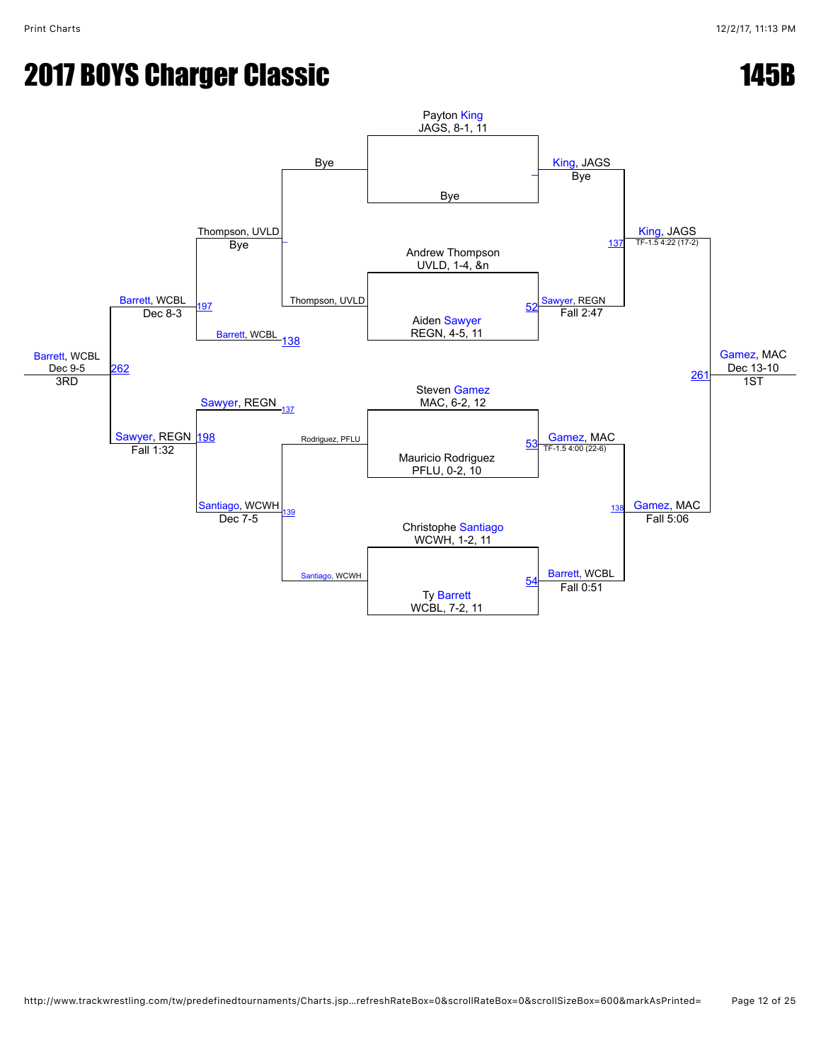# 2017 BOYS Charger Classic

# 145B

## Championship Bracket

**Entrants**

- Payton King, JAGS, 8-1, 11
- Bye
- Andrew Thompson, UVLD, 1-4, &n
- Aiden Sawyer, REGN, 4-5, 11
- Steven Gamez, MAC, 6-2, 12
- Mauricio Rodriguez, PFLU, 0-2, 10
- Christophe Santiago, WCWH, 1-2, 11
- Ty Barrett, WCBL, 7-2, 11

**Quarterfinals**

- King, JAGS – Bye
- 52: Sawyer, REGN – Fall 2:47
- 53: Gamez, MAC – TF-1.5 4:00 (22-6)
- 54: Barrett, WCBL – Fall 0:51

**Semifinals**

- 137: King, JAGS – TF-1.5 4:22 (17-2)
- 138: Gamez, MAC – Fall 5:06

**Final**

- 261: Gamez, MAC – Dec 13-10 – 1ST

## Consolation Bracket

**First round**

- Thompson, UVLD vs. Bye
- 138: Barrett, WCBL
- 137: Sawyer, REGN
- Rodriguez, PFLU vs. 139: Santiago, WCWH

**Second round**

- Thompson, UVLD – Bye
- 139: Santiago, WCWH – Dec 7-5

**Consolation semifinals**

- 197: Barrett, WCBL – Dec 8-3
- 198: Sawyer, REGN – Fall 1:32

**Third place**

- 262: Barrett, WCBL – Dec 9-5 – 3RD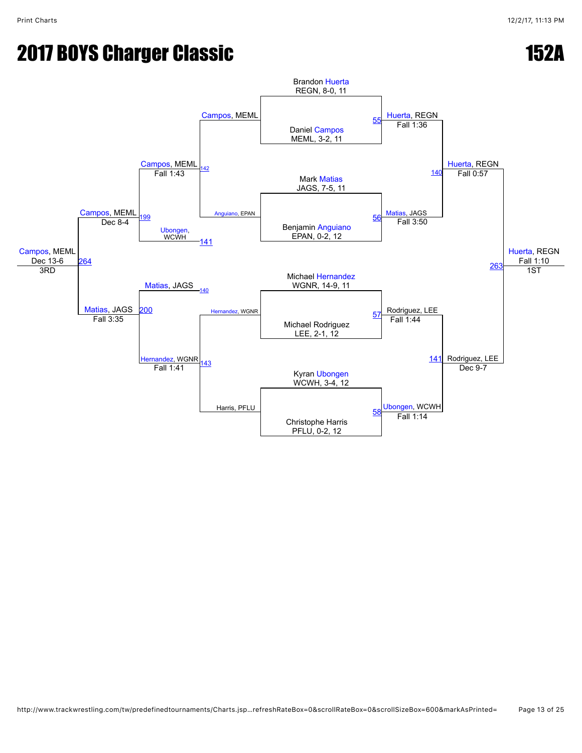# 2017 BOYS Charger Classic

# 152A

## Championship Bracket

**Quarterfinals**

- Brandon Huerta, REGN, 8-0, 11 vs. Daniel Campos, MEML, 3-2, 11 — Match 55 — Huerta, REGN, Fall 1:36
- Mark Matias, JAGS, 7-5, 11 vs. Benjamin Anguiano, EPAN, 0-2, 12 — Match 56 — Matias, JAGS, Fall 3:50
- Michael Hernandez, WGNR, 14-9, 11 vs. Michael Rodriguez, LEE, 2-1, 12 — Match 57 — Rodriguez, LEE, Fall 1:44
- Kyran Ubongen, WCWH, 3-4, 12 vs. Christophe Harris, PFLU, 0-2, 12 — Match 58 — Ubongen, WCWH, Fall 1:14

**Semifinals**

- Huerta, REGN vs. Matias, JAGS — Match 140 — Huerta, REGN, Fall 0:57
- Rodriguez, LEE vs. Ubongen, WCWH — Match 141 — Rodriguez, LEE, Dec 9-7

**Final**

- Huerta, REGN vs. Rodriguez, LEE — Match 263 — Huerta, REGN, Fall 1:10 — 1ST

## Consolation Bracket

**Consolation Round 1**

- Campos, MEML vs. Anguiano, EPAN — Match 142 — Campos, MEML, Fall 1:43
- Hernandez, WGNR vs. Harris, PFLU — Match 143 — Hernandez, WGNR, Fall 1:41

**Consolation Semifinals**

- Campos, MEML vs. Ubongen, WCWH (Match 141) — Match 199 — Campos, MEML, Dec 8-4
- Matias, JAGS (Match 140) vs. Hernandez, WGNR — Match 200 — Matias, JAGS, Fall 3:35

**3rd Place**

- Campos, MEML vs. Matias, JAGS — Match 264 — Campos, MEML, Dec 13-6 — 3RD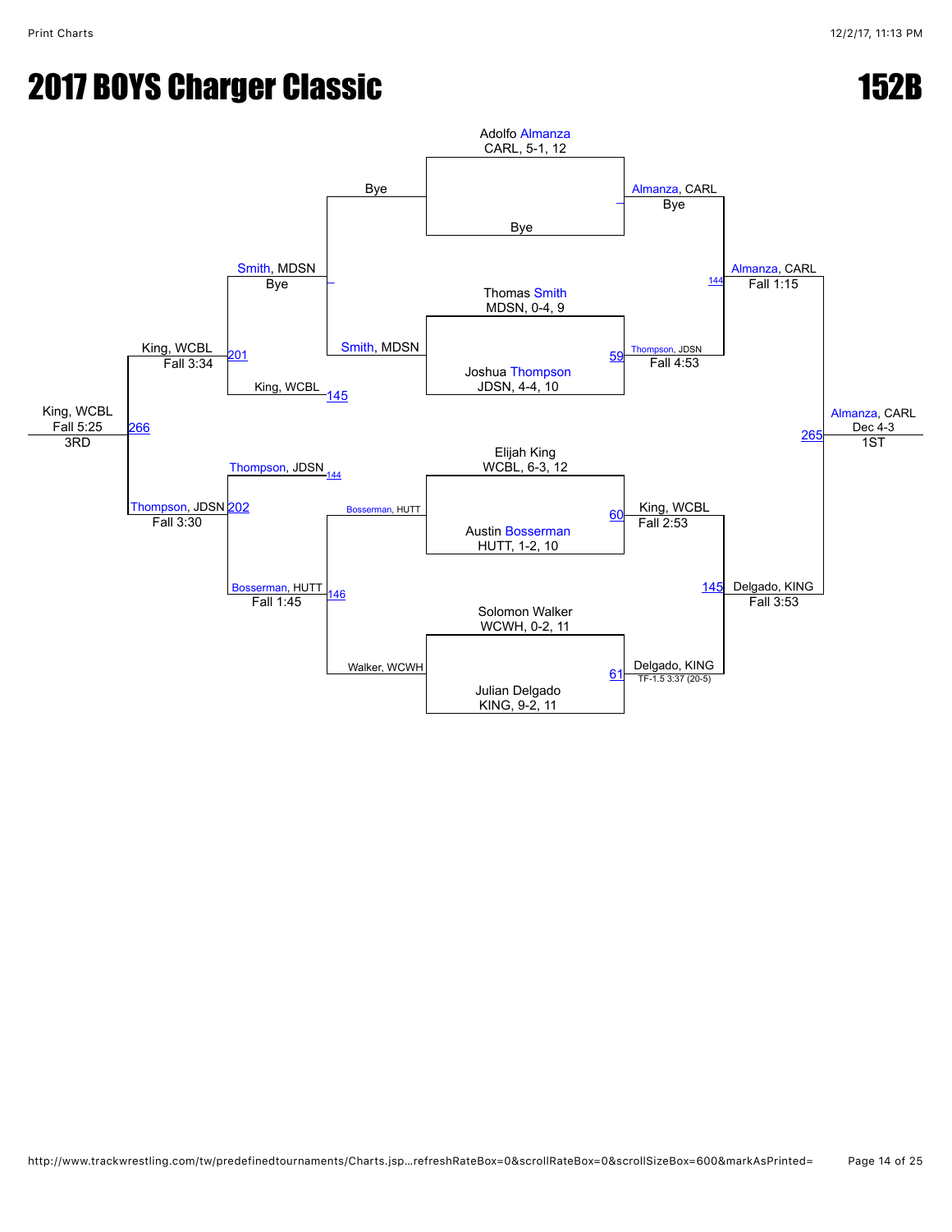# 2017 BOYS Charger Classic

# 152B

## Championship Bracket

**Round 1 (Entrants)**

- Adolfo Almanza, CARL, 5-1, 12 vs. Bye
- Thomas Smith, MDSN, 0-4, 9 vs. Joshua Thompson, JDSN, 4-4, 10
- Elijah King, WCBL, 6-3, 12 vs. Austin Bosserman, HUTT, 1-2, 10
- Solomon Walker, WCWH, 0-2, 11 vs. Julian Delgado, KING, 9-2, 11

**Round 1 Results**

- Almanza, CARL — Bye
- 59 — Thompson, JDSN — Fall 4:53
- 60 — King, WCBL — Fall 2:53
- 61 — Delgado, KING — TF-1.5 3:37 (20-5)

**Semifinals**

- 144 — Almanza, CARL — Fall 1:15
- 145 — Delgado, KING — Fall 3:53

**Final**

- 265 — Almanza, CARL — Dec 4-3 — 1ST

## Consolation Bracket

**Consolation Round 1**

- Bye vs. Smith, MDSN → Smith, MDSN — Bye
- Bosserman, HUTT vs. Walker, WCWH → 146 — Bosserman, HUTT — Fall 1:45

**Consolation Round 2**

- Smith, MDSN vs. King, WCBL (145) → 201 — King, WCBL — Fall 3:34
- Thompson, JDSN (144) vs. Bosserman, HUTT → 202 — Thompson, JDSN — Fall 3:30

**3rd Place**

- 266 — King, WCBL — Fall 5:25 — 3RD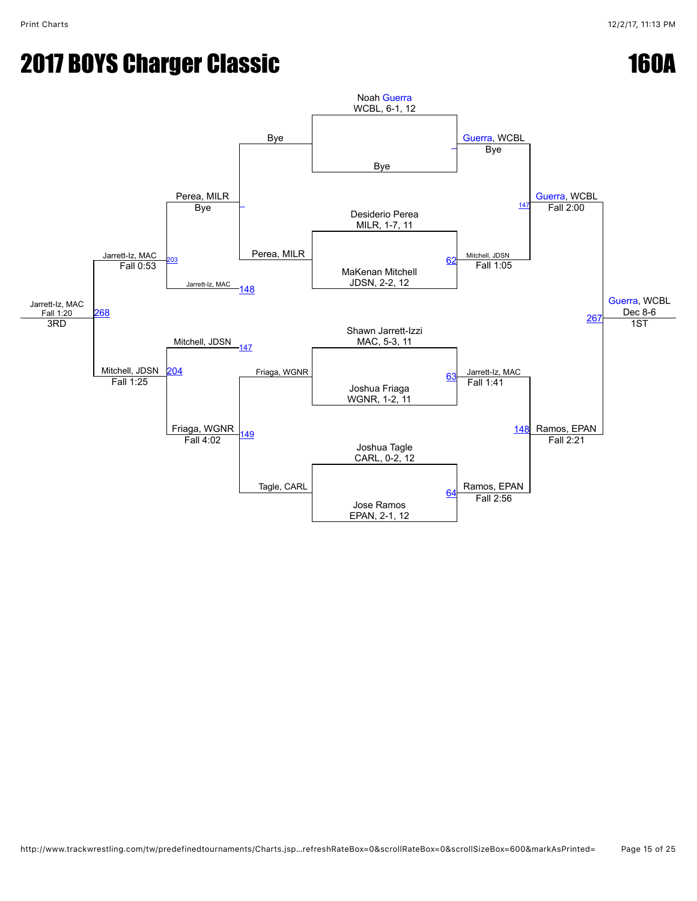# 2017 BOYS Charger Classic

# 160A

## Championship Bracket

| Wrestler 1 | Wrestler 2 | Bout | Winner | Result |
|---|---|---|---|---|
| Noah Guerra, WCBL, 6-1, 12 | Bye | – | Guerra, WCBL | Bye |
| Desiderio Perea, MILR, 1-7, 11 | MaKenan Mitchell, JDSN, 2-2, 12 | 62 | Mitchell, JDSN | Fall 1:05 |
| Shawn Jarrett-Izzi, MAC, 5-3, 11 | Joshua Friaga, WGNR, 1-2, 11 | 63 | Jarrett-Iz, MAC | Fall 1:41 |
| Joshua Tagle, CARL, 0-2, 12 | Jose Ramos, EPAN, 2-1, 12 | 64 | Ramos, EPAN | Fall 2:56 |
| Guerra, WCBL | Mitchell, JDSN | 147 | Guerra, WCBL | Fall 2:00 |
| Jarrett-Iz, MAC | Ramos, EPAN | 148 | Ramos, EPAN | Fall 2:21 |
| Guerra, WCBL | Ramos, EPAN | 267 | Guerra, WCBL (1ST) | Dec 8-6 |

## Consolation Bracket

| Wrestler 1 | Wrestler 2 | Bout | Winner | Result |
|---|---|---|---|---|
| Bye | Perea, MILR | – | Perea, MILR | Bye |
| Friaga, WGNR | Tagle, CARL | 149 | Friaga, WGNR | Fall 4:02 |
| Perea, MILR | Jarrett-Iz, MAC | 203 | Jarrett-Iz, MAC | Fall 0:53 |
| Mitchell, JDSN | Friaga, WGNR | 204 | Mitchell, JDSN | Fall 1:25 |
| Jarrett-Iz, MAC | Mitchell, JDSN | 268 | Jarrett-Iz, MAC (3RD) | Fall 1:20 |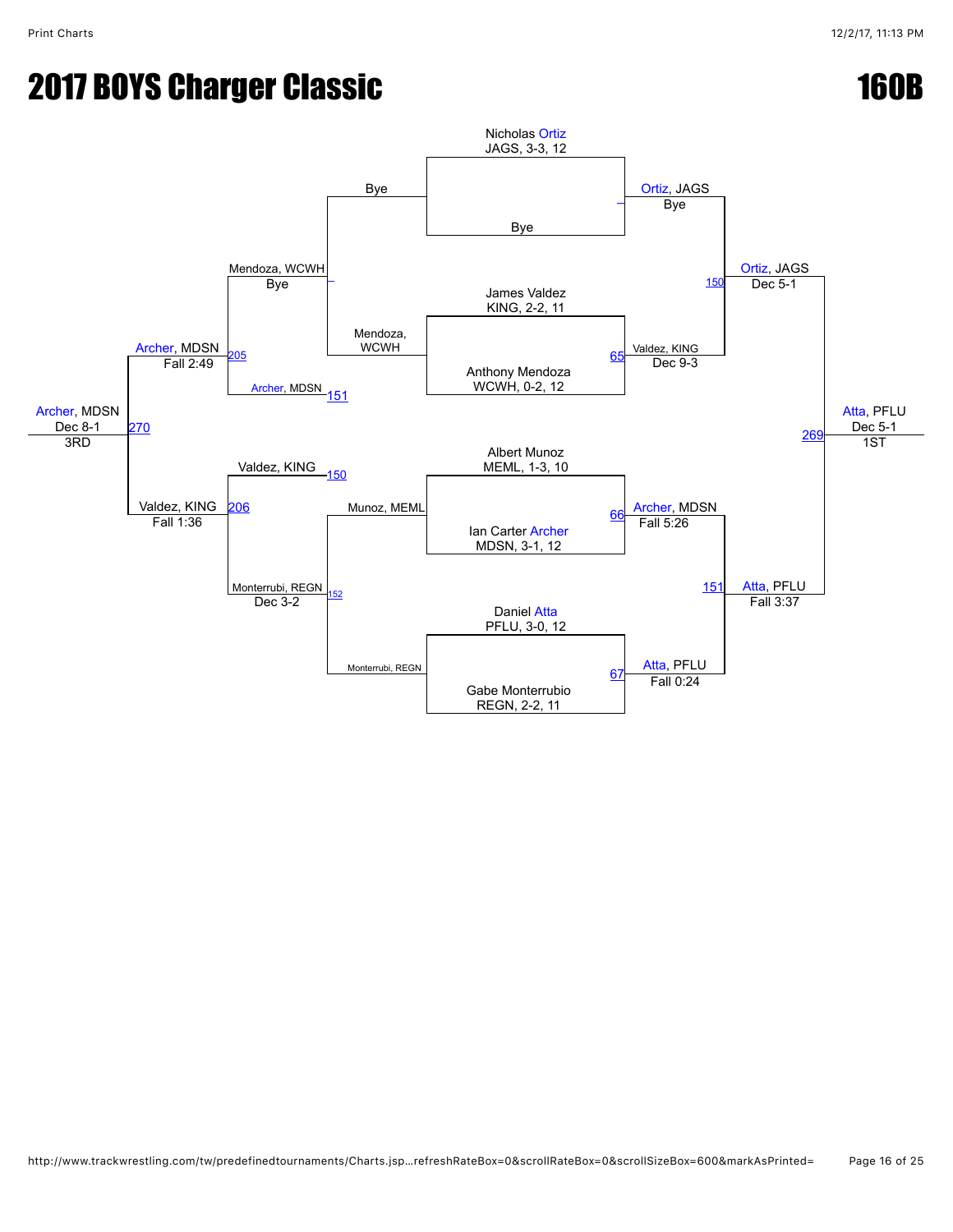# 2017 BOYS Charger Classic

## 160B

### Championship Bracket

**First Round**

- Nicholas Ortiz, JAGS, 3-3, 12 vs. Bye → Ortiz, JAGS (Bye)
- James Valdez, KING, 2-2, 11 vs. Anthony Mendoza, WCWH, 0-2, 12 → Match 65: Valdez, KING (Dec 9-3)
- Albert Munoz, MEML, 1-3, 10 vs. Ian Carter Archer, MDSN, 3-1, 12 → Match 66: Archer, MDSN (Fall 5:26)
- Daniel Atta, PFLU, 3-0, 12 vs. Gabe Monterrubio, REGN, 2-2, 11 → Match 67: Atta, PFLU (Fall 0:24)

**Semifinals**

- Match 150: Ortiz, JAGS (Dec 5-1) over Valdez, KING
- Match 151: Atta, PFLU (Fall 3:37) over Archer, MDSN

**Final**

- Match 269: Atta, PFLU (Dec 5-1) — 1ST

### Consolation Bracket

**First Round**

- Bye vs. Mendoza, WCWH → Mendoza, WCWH (Bye)
- Munoz, MEML vs. Monterrubi, REGN → Match 152: Monterrubi, REGN (Dec 3-2)

**Second Round**

- Match 205: Mendoza, WCWH vs. Archer, MDSN (loser of 151) → Archer, MDSN (Fall 2:49)
- Match 206: Valdez, KING (loser of 150) vs. Monterrubi, REGN → Valdez, KING (Fall 1:36)

**3rd Place**

- Match 270: Archer, MDSN (Dec 8-1) over Valdez, KING — 3RD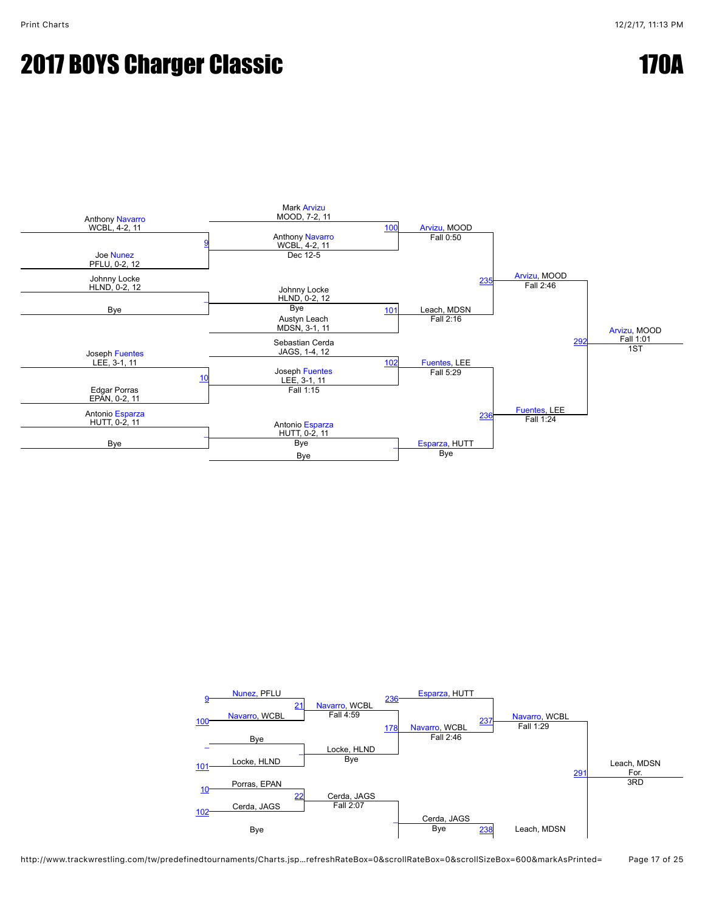# 2017 BOYS Charger Classic

# 170A

## Championship Bracket

**First Round**

- Anthony Navarro, WCBL, 4-2, 11 vs. Joe Nunez, PFLU, 0-2, 12 — Match 9
- Johnny Locke, HLND, 0-2, 12 vs. Bye
- Joseph Fuentes, LEE, 3-1, 11 vs. Edgar Porras, EPAN, 0-2, 11 — Match 10
- Antonio Esparza, HUTT, 0-2, 11 vs. Bye

**Quarterfinals**

- Mark Arvizu, MOOD, 7-2, 11 vs. Anthony Navarro, WCBL, 4-2, 11 — Dec 12-5 — Match 100
- Johnny Locke, HLND, 0-2, 12 — Bye vs. Austyn Leach, MDSN, 3-1, 11 — Match 101
- Sebastian Cerda, JAGS, 1-4, 12 vs. Joseph Fuentes, LEE, 3-1, 11 — Fall 1:15 — Match 102
- Antonio Esparza, HUTT, 0-2, 11 — Bye vs. Bye

**Semifinals**

- Arvizu, MOOD — Fall 0:50 vs. Leach, MDSN — Fall 2:16 — Match 235
- Fuentes, LEE — Fall 5:29 vs. Esparza, HUTT — Bye — Match 236

**Final**

- Arvizu, MOOD — Fall 2:46 vs. Fuentes, LEE — Fall 1:24 — Match 292

**Champion:** Arvizu, MOOD — Fall 1:01 — 1ST

## Consolation Bracket

**Consolation Round 1**

- (9) Nunez, PFLU vs. (100) Navarro, WCBL — Match 21
- Bye vs. (101) Locke, HLND
- (10) Porras, EPAN vs. (102) Cerda, JAGS — Match 22
- Bye

**Consolation Round 2**

- Navarro, WCBL — Fall 4:59 vs. Locke, HLND — Bye — Match 178
- Cerda, JAGS — Fall 2:07 vs. Bye

**Consolation Semifinals**

- (236) Esparza, HUTT vs. Navarro, WCBL — Fall 2:46 — Match 237
- Cerda, JAGS — Bye vs. Leach, MDSN — Match 238

**3rd Place Match**

- Navarro, WCBL — Fall 1:29 vs. Leach, MDSN — Match 291

**3rd Place:** Leach, MDSN — For. — 3RD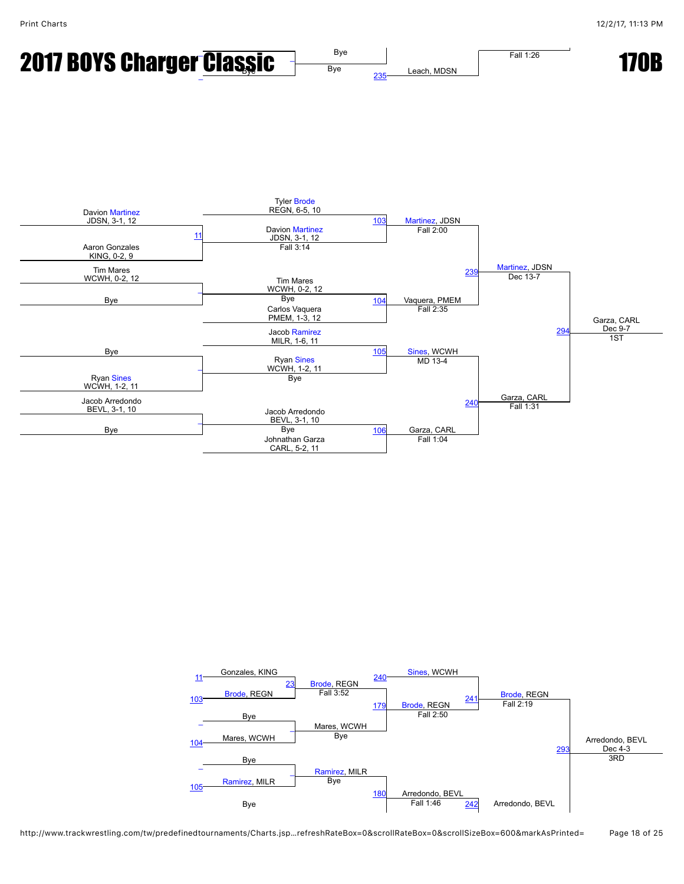# 2017 BOYS Charger Classic

## 170B

Bye | Bye | Bye | 235 | Leach, MDSN | Fall 1:26

### Championship Bracket

**Round 1**

- Match 11: Davion Martinez, JDSN, 3-1, 12 vs. Aaron Gonzales, KING, 0-2, 9 — Davion Martinez, JDSN, 3-1, 12, Fall 3:14
- Tim Mares, WCWH, 0-2, 12 vs. Bye — Tim Mares, WCWH, 0-2, 12, Bye
- Bye vs. Ryan Sines, WCWH, 1-2, 11 — Ryan Sines, WCWH, 1-2, 11, Bye
- Jacob Arredondo, BEVL, 3-1, 10 vs. Bye — Jacob Arredondo, BEVL, 3-1, 10, Bye

**Round 2**

- Match 103: Tyler Brode, REGN, 6-5, 10 vs. Davion Martinez, JDSN, 3-1, 12 — Martinez, JDSN, Fall 2:00
- Match 104: Tim Mares, WCWH, 0-2, 12 vs. Carlos Vaquera, PMEM, 1-3, 12 — Vaquera, PMEM, Fall 2:35
- Match 105: Jacob Ramirez, MILR, 1-6, 11 vs. Ryan Sines, WCWH, 1-2, 11 — Sines, WCWH, MD 13-4
- Match 106: Jacob Arredondo, BEVL, 3-1, 10 vs. Johnathan Garza, CARL, 5-2, 11 — Garza, CARL, Fall 1:04

**Semifinals**

- Match 239: Martinez, JDSN vs. Vaquera, PMEM — Martinez, JDSN, Dec 13-7
- Match 240: Sines, WCWH vs. Garza, CARL — Garza, CARL, Fall 1:31

**Final**

- Match 294: Martinez, JDSN vs. Garza, CARL — Garza, CARL, Dec 9-7, 1ST

### Consolation Bracket

- Match 23: Gonzales, KING (from 11) vs. Brode, REGN (from 103) — Brode, REGN, Fall 3:52
- Bye vs. Mares, WCWH (from 104) — Mares, WCWH, Bye
- Bye vs. Ramirez, MILR (from 105) — Ramirez, MILR, Bye
- Match 179: Brode, REGN vs. Mares, WCWH — Brode, REGN, Fall 2:50
- Match 180: Ramirez, MILR vs. Arredondo, BEVL — Arredondo, BEVL, Fall 1:46
- Match 241: Sines, WCWH (from 240) vs. Brode, REGN — Brode, REGN, Fall 2:19
- Match 242: Arredondo, BEVL
- Match 293: Brode, REGN vs. Arredondo, BEVL — Arredondo, BEVL, Dec 4-3, 3RD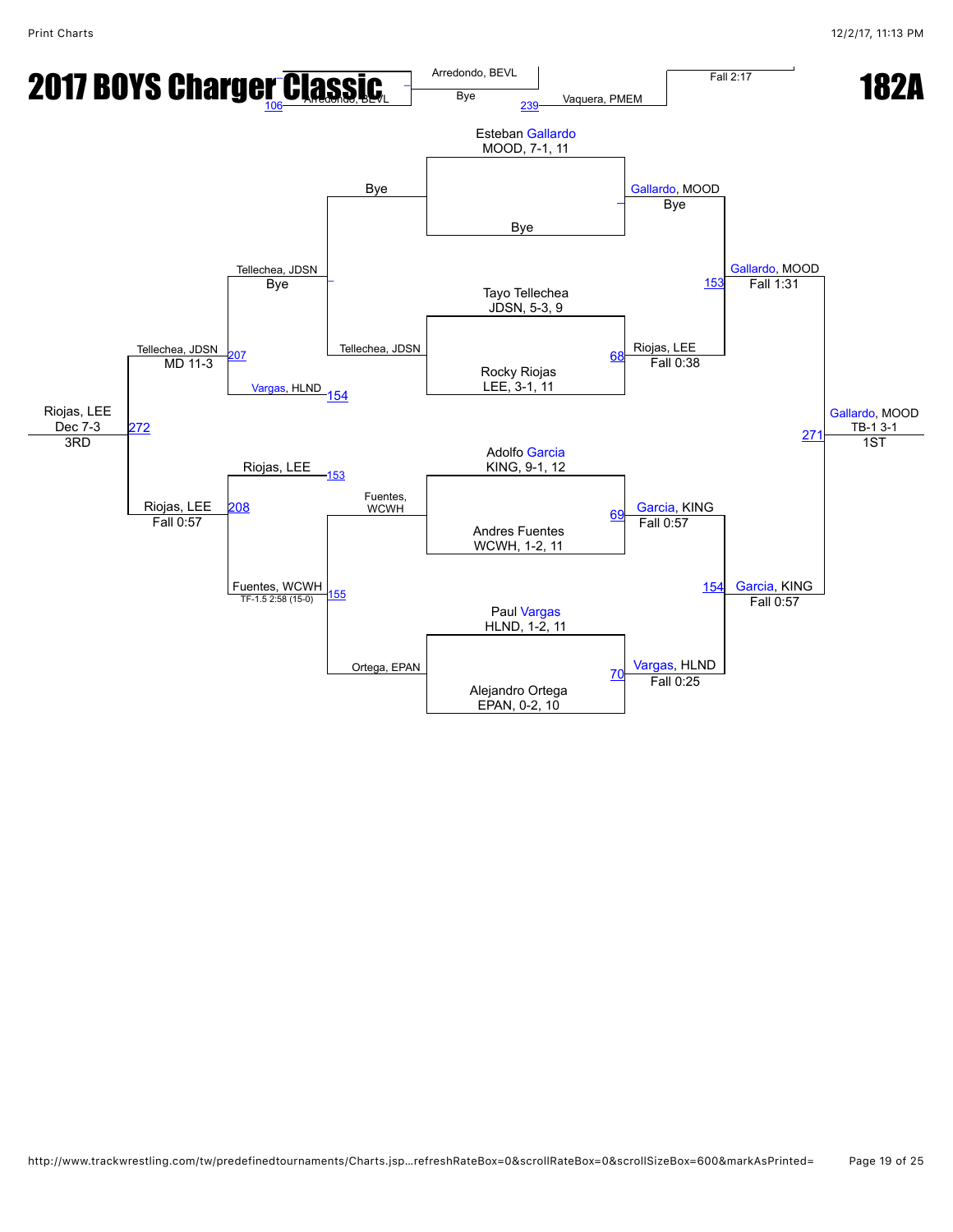# 2017 BOYS Charger Classic

# 182A

Arredondo, BEVL — 106 — Arredondo, BEVL — Bye — 239 — Vaquera, PMEM — Fall 2:17

## Championship Bracket

**Esteban Gallardo** — MOOD, 7-1, 11
Bye

Gallardo, MOOD — Bye

**Tayo Tellechea** — JDSN, 5-3, 9
**Rocky Riojas** — LEE, 3-1, 11

68 — Riojas, LEE — Fall 0:38

153 — Gallardo, MOOD — Fall 1:31

**Adolfo Garcia** — KING, 9-1, 12
**Andres Fuentes** — WCWH, 1-2, 11

69 — Garcia, KING — Fall 0:57

**Paul Vargas** — HLND, 1-2, 11
**Alejandro Ortega** — EPAN, 0-2, 10

70 — Vargas, HLND — Fall 0:25

154 — Garcia, KING — Fall 0:57

271 — Gallardo, MOOD — TB-1 3-1 — 1ST

## Consolation Bracket

Bye / Tellechea, JDSN — Tellechea, JDSN — Bye

Vargas, HLND — 154

207 — Tellechea, JDSN — MD 11-3

Fuentes, WCWH / Ortega, EPAN — 155 — Fuentes, WCWH — TF-1.5 2:58 (15-0)

Riojas, LEE — 153

208 — Riojas, LEE — Fall 0:57

272 — Riojas, LEE — Dec 7-3 — 3RD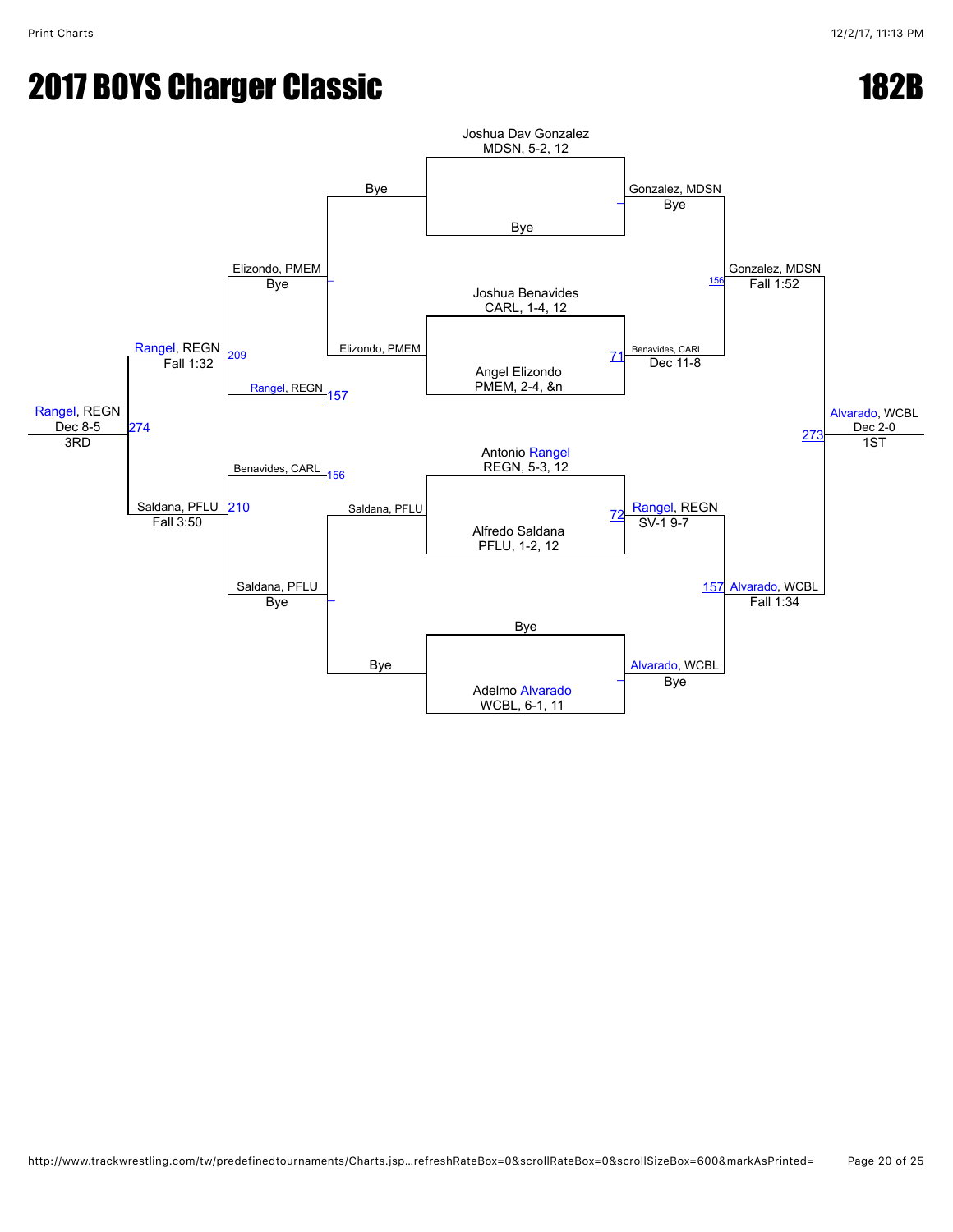# 2017 BOYS Charger Classic

# 182B

## Championship Bracket

**Round 1**

- Joshua Dav Gonzalez, MDSN, 5-2, 12 vs. Bye — Gonzalez, MDSN, Bye
- Joshua Benavides, CARL, 1-4, 12 vs. Angel Elizondo, PMEM, 2-4, &n — Match 71: Benavides, CARL, Dec 11-8
- Antonio Rangel, REGN, 5-3, 12 vs. Alfredo Saldana, PFLU, 1-2, 12 — Match 72: Rangel, REGN, SV-1 9-7
- Bye vs. Adelmo Alvarado, WCBL, 6-1, 11 — Alvarado, WCBL, Bye

**Semifinals**

- Match 156: Gonzalez, MDSN, Fall 1:52
- Match 157: Alvarado, WCBL, Fall 1:34

**Final**

- Match 273: Alvarado, WCBL, Dec 2-0 — 1ST

## Consolation Bracket

**Round 1**

- Bye vs. Elizondo, PMEM — Elizondo, PMEM, Bye
- Saldana, PFLU vs. Bye — Saldana, PFLU, Bye

**Round 2**

- Elizondo, PMEM vs. Rangel, REGN (157) — Match 209: Rangel, REGN, Fall 1:32
- Benavides, CARL (156) vs. Saldana, PFLU — Match 210: Saldana, PFLU, Fall 3:50

**3rd Place**

- Match 274: Rangel, REGN, Dec 8-5 — 3RD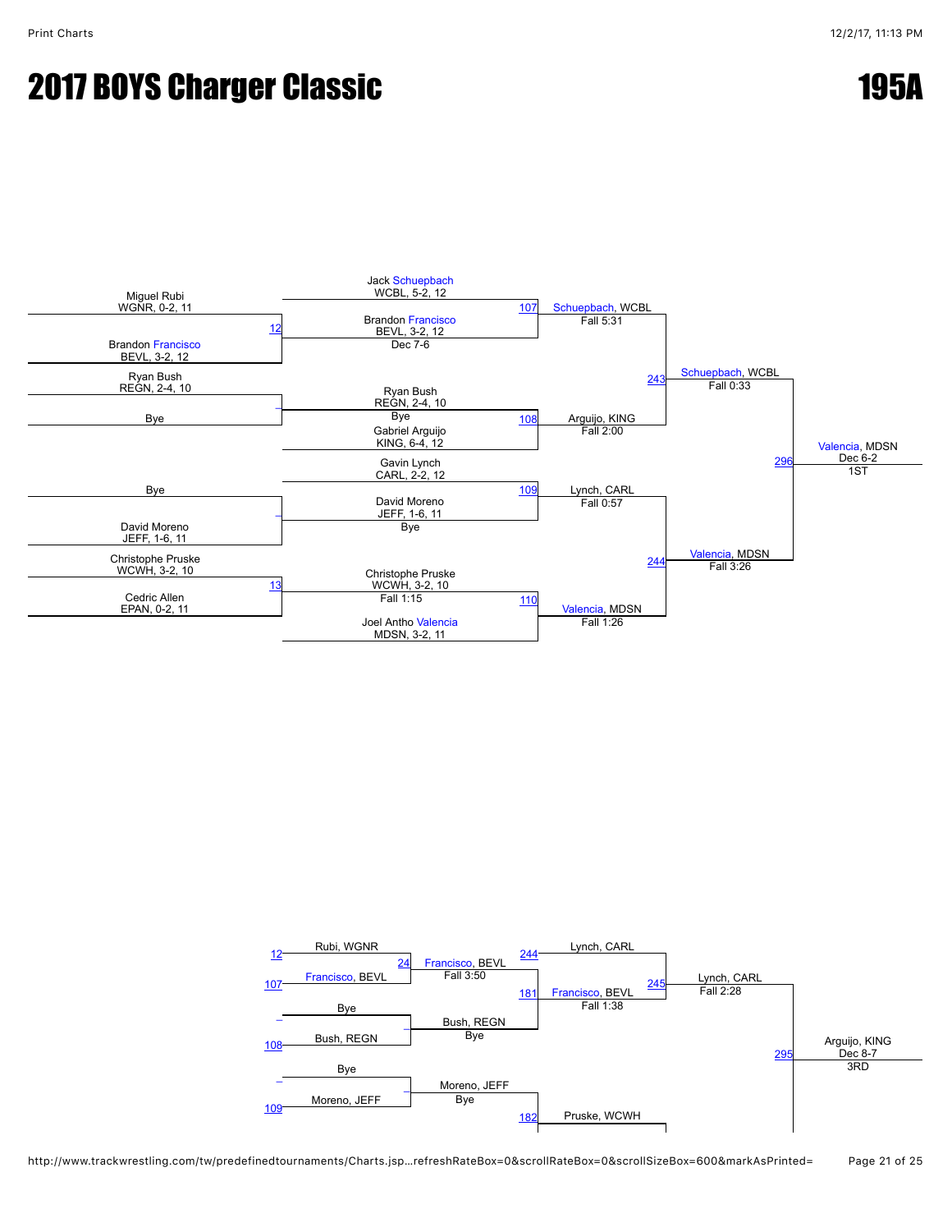# 2017 BOYS Charger Classic

# 195A

## Championship Bracket

**First Round**

- Miguel Rubi, WGNR, 0-2, 11 vs. Brandon Francisco, BEVL, 3-2, 12 — Match 12 — Brandon Francisco, BEVL, 3-2, 12
- Ryan Bush, REGN, 2-4, 10 vs. Bye — Ryan Bush, REGN, 2-4, 10 (Bye)
- Bye vs. David Moreno, JEFF, 1-6, 11 — David Moreno, JEFF, 1-6, 11 (Bye)
- Christophe Pruske, WCWH, 3-2, 10 vs. Cedric Allen, EPAN, 0-2, 11 — Match 13 — Christophe Pruske, WCWH, 3-2, 10 (Fall 1:15)

**Quarterfinals**

- Match 107: Jack Schuepbach, WCBL, 5-2, 12 vs. Brandon Francisco, BEVL, 3-2, 12 (Dec 7-6) — Schuepbach, WCBL, Fall 5:31
- Match 108: Ryan Bush, REGN, 2-4, 10 vs. Gabriel Arguijo, KING, 6-4, 12 — Arguijo, KING, Fall 2:00
- Match 109: Gavin Lynch, CARL, 2-2, 12 vs. David Moreno, JEFF, 1-6, 11 — Lynch, CARL, Fall 0:57
- Match 110: Christophe Pruske, WCWH, 3-2, 10 vs. Joel Antho Valencia, MDSN, 3-2, 11 — Valencia, MDSN, Fall 1:26

**Semifinals**

- Match 243: Schuepbach, WCBL vs. Arguijo, KING — Schuepbach, WCBL, Fall 0:33
- Match 244: Lynch, CARL vs. Valencia, MDSN — Valencia, MDSN, Fall 3:26

**Final**

- Match 296: Schuepbach, WCBL vs. Valencia, MDSN — Valencia, MDSN, Dec 6-2 — 1ST

## Consolation Bracket

- Match 24: Rubi, WGNR (12) vs. Francisco, BEVL (107) — Francisco, BEVL, Fall 3:50
- Bye vs. Bush, REGN (108) — Bush, REGN, Bye
- Bye vs. Moreno, JEFF (109) — Moreno, JEFF, Bye
- Match 181: Francisco, BEVL vs. Bush, REGN — Francisco, BEVL, Fall 1:38
- Match 182: Moreno, JEFF vs. Pruske, WCWH — Pruske, WCWH
- Match 245: Lynch, CARL (244) vs. Francisco, BEVL — Lynch, CARL, Fall 2:28
- Match 295: Lynch, CARL vs. … — Arguijo, KING, Dec 8-7 — 3RD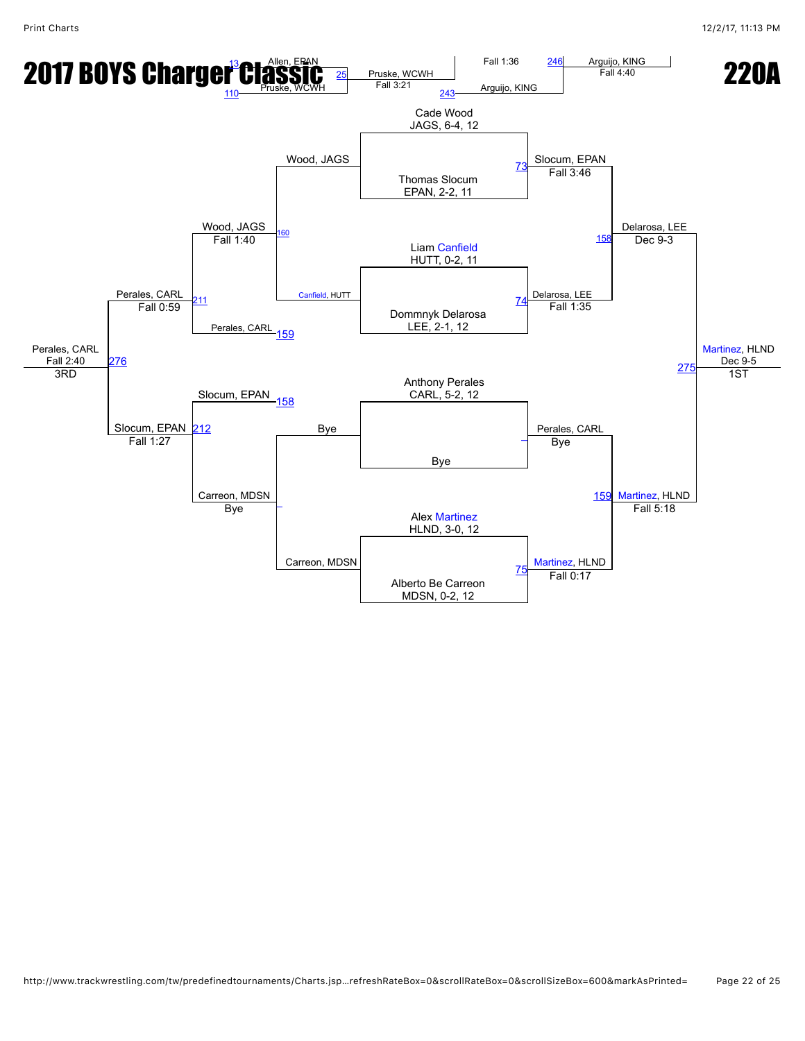# 2017 BOYS Charger Classic

# 220A

13 Allen, EPAN
25 Pruske, WCWH
110 Pruske, WCWH

Pruske, WCWH
Fall 3:21
243 Arguijo, KING

Fall 1:36
246 Arguijo, KING
Fall 4:40

Cade Wood
JAGS, 6-4, 12

Thomas Slocum
EPAN, 2-2, 11

73 Slocum, EPAN
Fall 3:46

Liam Canfield
HUTT, 0-2, 11

Dommnyk Delarosa
LEE, 2-1, 12

74 Delarosa, LEE
Fall 1:35

158 Delarosa, LEE
Dec 9-3

Anthony Perales
CARL, 5-2, 12

Bye

Perales, CARL
Bye

Alex Martinez
HLND, 3-0, 12

Alberto Be Carreon
MDSN, 0-2, 12

75 Martinez, HLND
Fall 0:17

159 Martinez, HLND
Fall 5:18

275 Martinez, HLND
Dec 9-5
1ST

Wood, JAGS
160 Canfield, HUTT

Wood, JAGS
Fall 1:40
211
Perales, CARL 159

Perales, CARL
Fall 0:59

Perales, CARL
Fall 2:40
276
3RD

Slocum, EPAN 158

Slocum, EPAN 212
Fall 1:27

Bye
Carreon, MDSN
Bye

Carreon, MDSN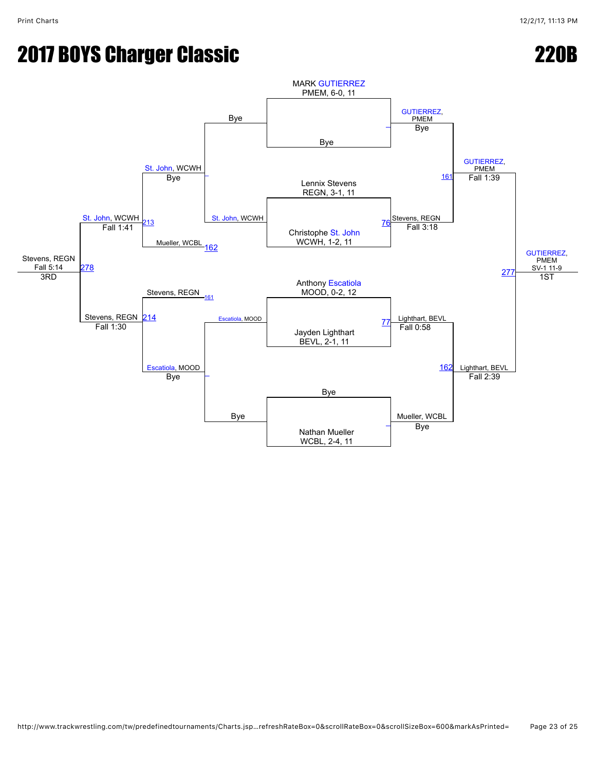# 2017 BOYS Charger Classic

# 220B

## Championship Bracket

**Round 1 (Quarterfinals)**

- MARK GUTIERREZ, PMEM, 6-0, 11 vs. Bye — GUTIERREZ, PMEM (Bye)
- Lennix Stevens, REGN, 3-1, 11 vs. Christophe St. John, WCWH, 1-2, 11 — Stevens, REGN (Fall 3:18) [76]
- Anthony Escatiola, MOOD, 0-2, 12 vs. Jayden Lighthart, BEVL, 2-1, 11 — Lighthart, BEVL (Fall 0:58) [77]
- Bye vs. Nathan Mueller, WCBL, 2-4, 11 — Mueller, WCBL (Bye)

**Semifinals**

- GUTIERREZ, PMEM vs. Stevens, REGN — GUTIERREZ, PMEM (Fall 1:39) [161]
- Lighthart, BEVL vs. Mueller, WCBL — Lighthart, BEVL (Fall 2:39) [162]

**Finals**

- GUTIERREZ, PMEM vs. Lighthart, BEVL — GUTIERREZ, PMEM (SV-1 11-9) [277] — **1ST**

## Consolation Bracket

**Consolation Round 1**

- Bye vs. St. John, WCWH — St. John, WCWH (Bye)
- Escatiola, MOOD vs. Bye — Escatiola, MOOD (Bye)

**Consolation Round 2**

- St. John, WCWH vs. Mueller, WCBL [162] — St. John, WCWH (Fall 1:41) [213]
- Stevens, REGN [161] vs. Escatiola, MOOD — Stevens, REGN (Fall 1:30) [214]

**3rd Place**

- St. John, WCWH vs. Stevens, REGN — Stevens, REGN (Fall 5:14) [278] — **3RD**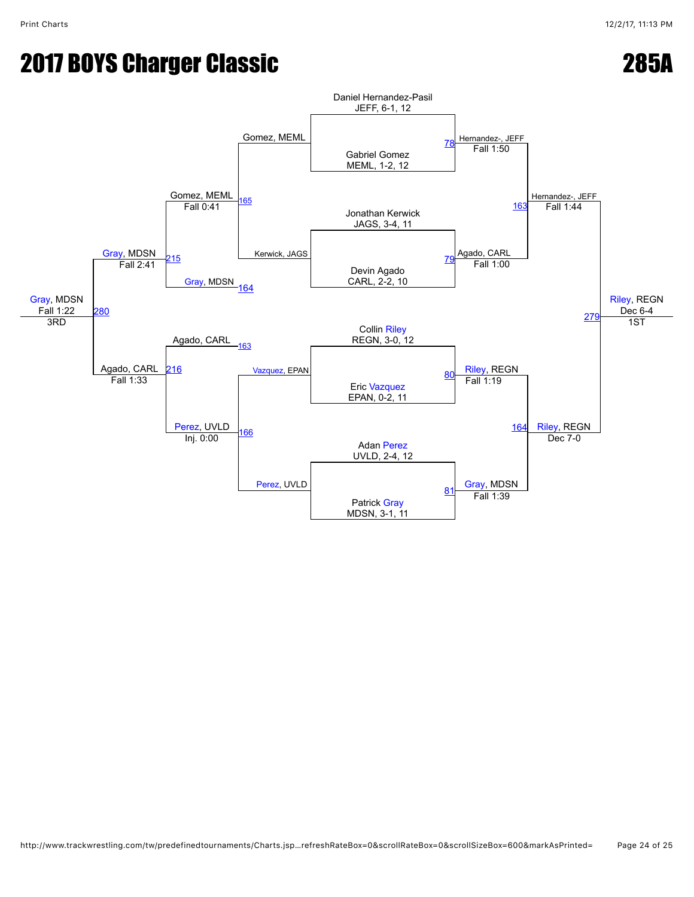# 2017 BOYS Charger Classic

## 285A

### Championship Bracket

**Quarterfinals**

- Daniel Hernandez-Pasil, JEFF, 6-1, 12 vs. Gabriel Gomez, MEML, 1-2, 12 — Match 78 — Hernandez-, JEFF, Fall 1:50
- Jonathan Kerwick, JAGS, 3-4, 11 vs. Devin Agado, CARL, 2-2, 10 — Match 79 — Agado, CARL, Fall 1:00
- Collin Riley, REGN, 3-0, 12 vs. Eric Vazquez, EPAN, 0-2, 11 — Match 80 — Riley, REGN, Fall 1:19
- Adan Perez, UVLD, 2-4, 12 vs. Patrick Gray, MDSN, 3-1, 11 — Match 81 — Gray, MDSN, Fall 1:39

**Semifinals**

- Match 163 — Hernandez-, JEFF, Fall 1:44
- Match 164 — Riley, REGN, Dec 7-0

**Final**

- Match 279 — Riley, REGN, Dec 6-4 — 1ST

### Consolation Bracket

- Match 165 — Gomez, MEML vs. Kerwick, JAGS — Gomez, MEML, Fall 0:41
- Match 166 — Vazquez, EPAN vs. Perez, UVLD — Perez, UVLD, Inj. 0:00
- Match 215 — Gomez, MEML vs. Gray, MDSN (164) — Gray, MDSN, Fall 2:41
- Match 216 — Agado, CARL (163) vs. Perez, UVLD — Agado, CARL, Fall 1:33
- Match 280 — Gray, MDSN, Fall 1:22 — 3RD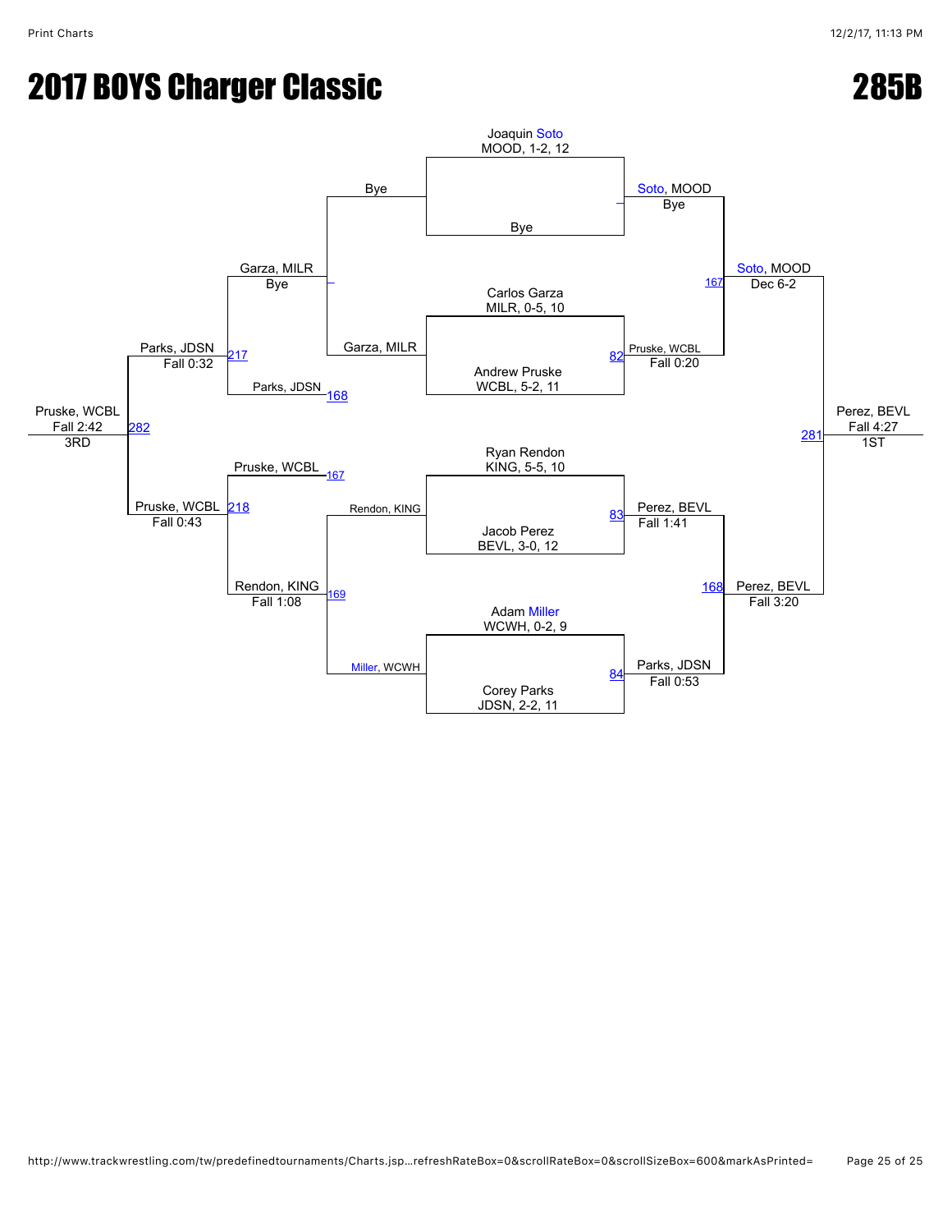# 2017 BOYS Charger Classic

# 285B

Joaquin Soto
MOOD, 1-2, 12

Bye

Soto, MOOD
Bye

Bye

Carlos Garza
MILR, 0-5, 10

Garza, MILR
Bye

Garza, MILR

Andrew Pruske
WCBL, 5-2, 11

82

Pruske, WCBL
Fall 0:20

167

Soto, MOOD
Dec 6-2

Parks, JDSN
Fall 0:32

217

Parks, JDSN
168

Pruske, WCBL
Fall 2:42
3RD

282

281

Perez, BEVL
Fall 4:27
1ST

Ryan Rendon
KING, 5-5, 10

Pruske, WCBL
167

Pruske, WCBL
Fall 0:43

218

Rendon, KING

Jacob Perez
BEVL, 3-0, 12

83

Perez, BEVL
Fall 1:41

168

Perez, BEVL
Fall 3:20

Rendon, KING
Fall 1:08

169

Adam Miller
WCWH, 0-2, 9

Miller, WCWH

Corey Parks
JDSN, 2-2, 11

84

Parks, JDSN
Fall 0:53